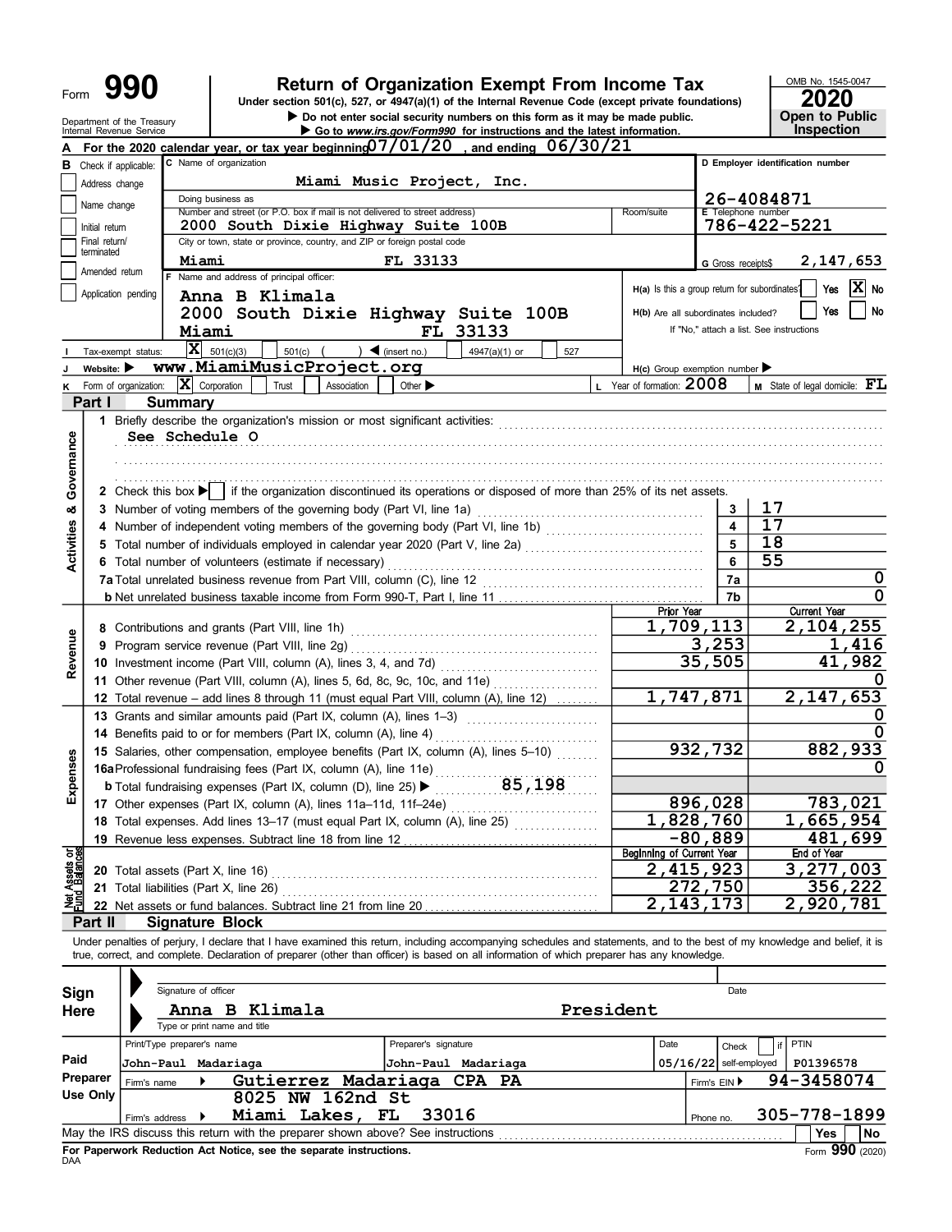Form **990**

# Return of Organization Exempt From Income Tax

**Under section 501(c), 527, or 4947(a)(1) of the Internal Revenue Code (except private foundations)**

▶ Do not enter social security numbers on this form as it may be made public.

▶ Go to *www.irs.gov/Form990* for instructions and the latest information.

Department of the Treasury
Internal Revenue Service

OMB No. 1545-0047

**2020**

**Open to Public Inspection**

**A** For the 2020 calendar year, or tax year beginning 07/01/20 , and ending 06/30/21

**B** Check if applicable:
- Address change
- Name change
- Initial return
- Final return/terminated
- Amended return
- Application pending

**C** Name of organization: Miami Music Project, Inc.

Doing business as

Number and street (or P.O. box if mail is not delivered to street address): 2000 South Dixie Highway Suite 100B — Room/suite

City or town, state or province, country, and ZIP or foreign postal code: Miami FL 33133

**D** Employer identification number: 26-4084871

**E** Telephone number: 786-422-5221

**G** Gross receipts$ 2,147,653

**F** Name and address of principal officer: Anna B Klimala, 2000 South Dixie Highway Suite 100B, Miami FL 33133

**H(a)** Is this a group return for subordinates? Yes [ ] No [X]

**H(b)** Are all subordinates included? Yes [ ] No [ ]
If "No," attach a list. See instructions

**I** Tax-exempt status: [X] 501(c)(3) [ ] 501(c) ( ) ◀ (insert no.) [ ] 4947(a)(1) or [ ] 527

**J** Website: ▶ www.MiamiMusicProject.org

**H(c)** Group exemption number ▶

**K** Form of organization: [X] Corporation [ ] Trust [ ] Association [ ] Other ▶

**L** Year of formation: 2008

**M** State of legal domicile: FL

## Part I Summary

### Activities & Governance

1 Briefly describe the organization's mission or most significant activities:
See Schedule O

2 Check this box ▶ [ ] if the organization discontinued its operations or disposed of more than 25% of its net assets.

| | | Line | Value |
|---|---|---|---|
| 3 | Number of voting members of the governing body (Part VI, line 1a) | 3 | 17 |
| 4 | Number of independent voting members of the governing body (Part VI, line 1b) | 4 | 17 |
| 5 | Total number of individuals employed in calendar year 2020 (Part V, line 2a) | 5 | 18 |
| 6 | Total number of volunteers (estimate if necessary) | 6 | 55 |
| 7a | Total unrelated business revenue from Part VIII, column (C), line 12 | 7a | 0 |
| b | Net unrelated business taxable income from Form 990-T, Part I, line 11 | 7b | 0 |

### Revenue

| | | Prior Year | Current Year |
|---|---|---|---|
| 8 | Contributions and grants (Part VIII, line 1h) | 1,709,113 | 2,104,255 |
| 9 | Program service revenue (Part VIII, line 2g) | 3,253 | 1,416 |
| 10 | Investment income (Part VIII, column (A), lines 3, 4, and 7d) | 35,505 | 41,982 |
| 11 | Other revenue (Part VIII, column (A), lines 5, 6d, 8c, 9c, 10c, and 11e) | | 0 |
| 12 | Total revenue – add lines 8 through 11 (must equal Part VIII, column (A), line 12) | 1,747,871 | 2,147,653 |

### Expenses

| | | Prior Year | Current Year |
|---|---|---|---|
| 13 | Grants and similar amounts paid (Part IX, column (A), lines 1–3) | | 0 |
| 14 | Benefits paid to or for members (Part IX, column (A), line 4) | | 0 |
| 15 | Salaries, other compensation, employee benefits (Part IX, column (A), lines 5–10) | 932,732 | 882,933 |
| 16a | Professional fundraising fees (Part IX, column (A), line 11e) | | 0 |
| b | Total fundraising expenses (Part IX, column (D), line 25) ▶ 85,198 | | |
| 17 | Other expenses (Part IX, column (A), lines 11a–11d, 11f–24e) | 896,028 | 783,021 |
| 18 | Total expenses. Add lines 13–17 (must equal Part IX, column (A), line 25) | 1,828,760 | 1,665,954 |
| 19 | Revenue less expenses. Subtract line 18 from line 12 | -80,889 | 481,699 |

### Net Assets or Fund Balances

| | | Beginning of Current Year | End of Year |
|---|---|---|---|
| 20 | Total assets (Part X, line 16) | 2,415,923 | 3,277,003 |
| 21 | Total liabilities (Part X, line 26) | 272,750 | 356,222 |
| 22 | Net assets or fund balances. Subtract line 21 from line 20 | 2,143,173 | 2,920,781 |

## Part II Signature Block

Under penalties of perjury, I declare that I have examined this return, including accompanying schedules and statements, and to the best of my knowledge and belief, it is true, correct, and complete. Declaration of preparer (other than officer) is based on all information of which preparer has any knowledge.

**Sign Here**

Signature of officer — Date

Anna B Klimala — President
Type or print name and title

**Paid Preparer Use Only**

| Print/Type preparer's name | Preparer's signature | Date | Check [ ] if self-employed | PTIN |
|---|---|---|---|---|
| John-Paul Madariaga | John-Paul Madariaga | 05/16/22 | | P01396578 |

Firm's name ▶ Gutierrez Madariaga CPA PA — Firm's EIN ▶ 94-3458074

Firm's address ▶ 8025 NW 162nd St, Miami Lakes, FL 33016 — Phone no. 305-778-1899

May the IRS discuss this return with the preparer shown above? See instructions — Yes [ ] No [ ]

**For Paperwork Reduction Act Notice, see the separate instructions.**

DAA — Form **990** (2020)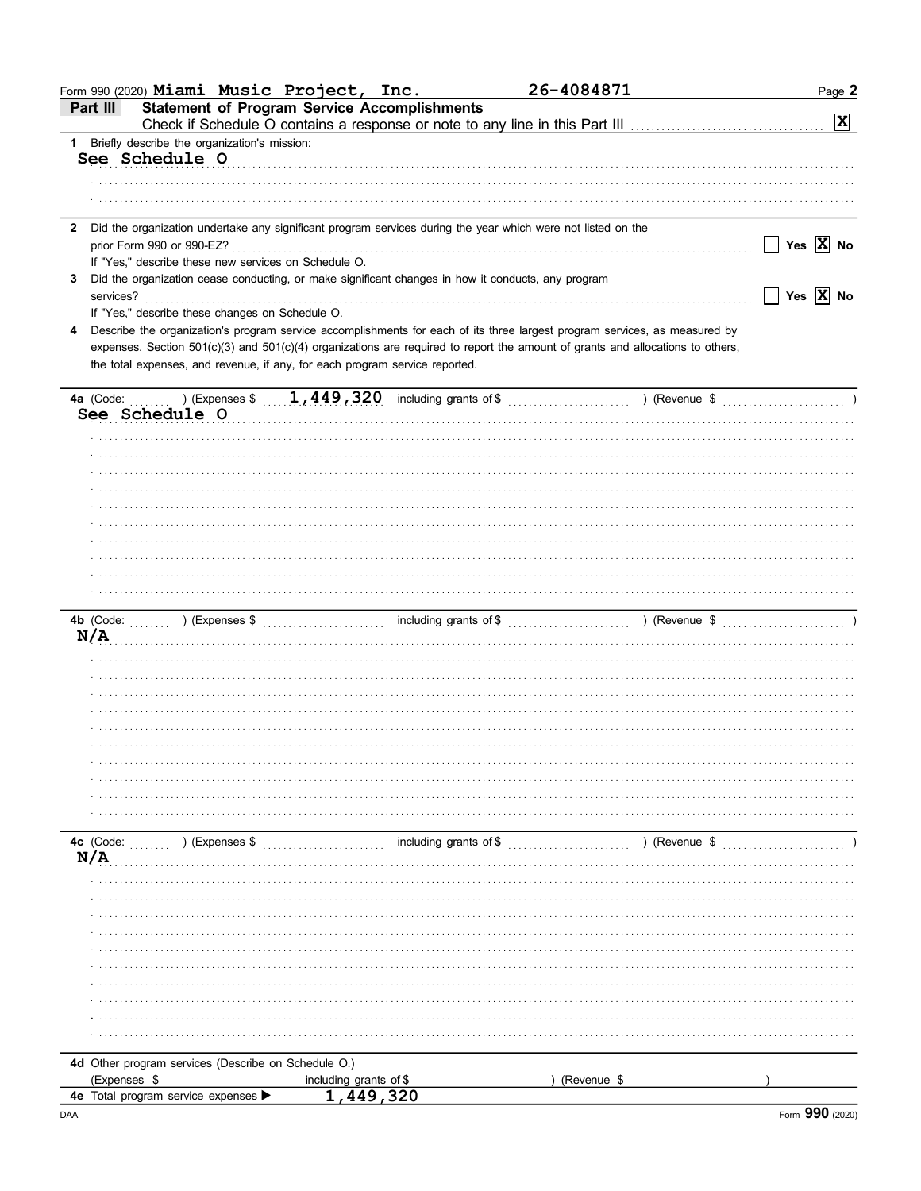Form 990 (2020) **Miami Music Project, Inc.** 26-4084871

## Part III Statement of Program Service Accomplishments

Check if Schedule O contains a response or note to any line in this Part III [X]

**1** Briefly describe the organization's mission:

See Schedule O

**2** Did the organization undertake any significant program services during the year which were not listed on the prior Form 990 or 990-EZ? [ ] Yes [X] No

If "Yes," describe these new services on Schedule O.

**3** Did the organization cease conducting, or make significant changes in how it conducts, any program services? [ ] Yes [X] No

If "Yes," describe these changes on Schedule O.

**4** Describe the organization's program service accomplishments for each of its three largest program services, as measured by expenses. Section 501(c)(3) and 501(c)(4) organizations are required to report the amount of grants and allocations to others, the total expenses, and revenue, if any, for each program service reported.

**4a** (Code: ) (Expenses $ 1,449,320 including grants of $ ) (Revenue $ )

See Schedule O

**4b** (Code: ) (Expenses $ including grants of $ ) (Revenue $ )

N/A

**4c** (Code: ) (Expenses $ including grants of $ ) (Revenue $ )

N/A

**4d** Other program services (Describe on Schedule O.)

(Expenses $ including grants of $ ) (Revenue $ )

**4e** Total program service expenses ▶ 1,449,320

Form **990** (2020)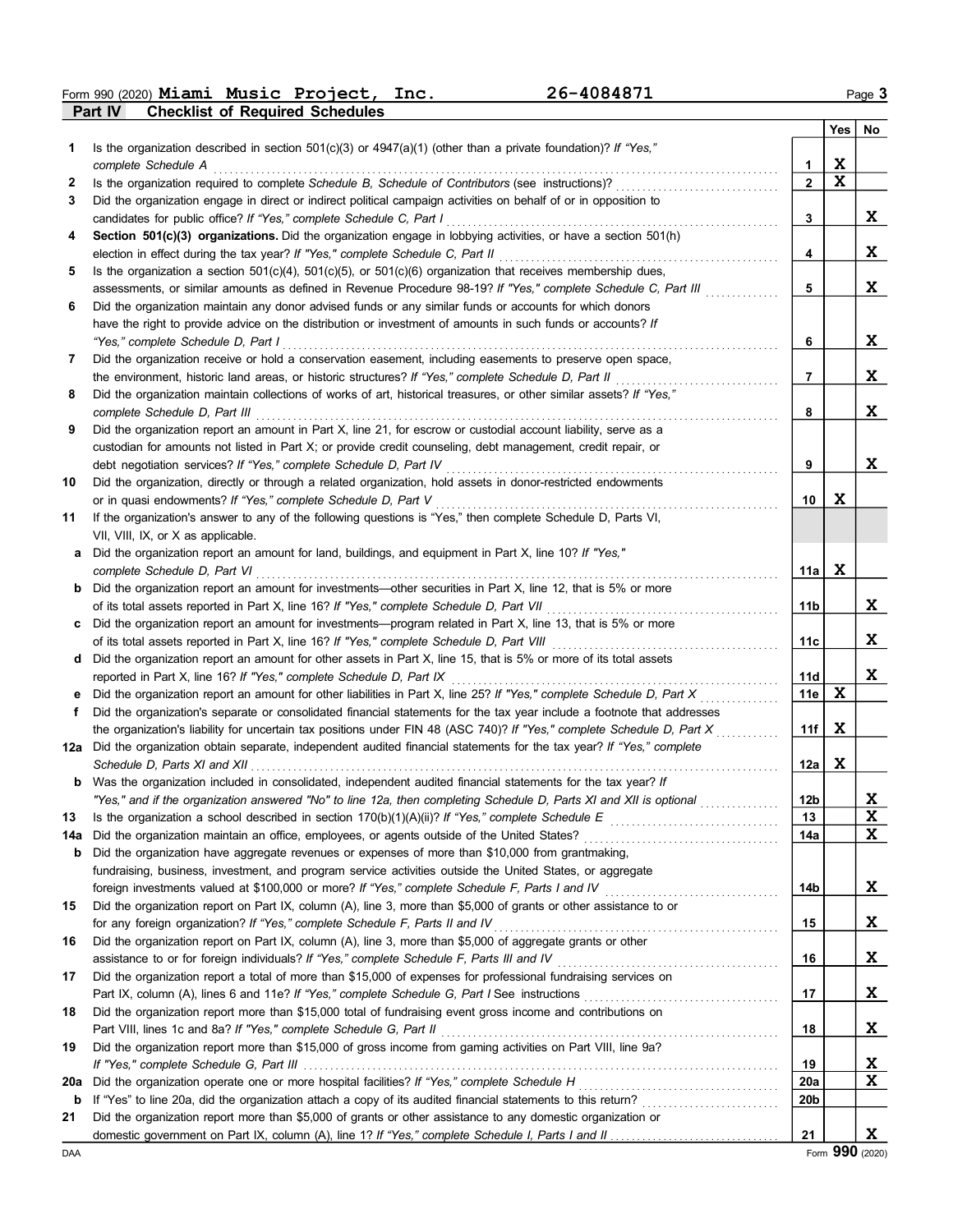Form 990 (2020) **Miami Music Project, Inc.** **26-4084871** Page **3**

## Part IV Checklist of Required Schedules

| | | | Yes | No |
|---|---|---|---|---|
| **1** | Is the organization described in section 501(c)(3) or 4947(a)(1) (other than a private foundation)? *If "Yes," complete Schedule A* | **1** | X | |
| **2** | Is the organization required to complete *Schedule B, Schedule of Contributors* (see instructions)? | **2** | X | |
| **3** | Did the organization engage in direct or indirect political campaign activities on behalf of or in opposition to candidates for public office? *If "Yes," complete Schedule C, Part I* | **3** | | X |
| **4** | **Section 501(c)(3) organizations.** Did the organization engage in lobbying activities, or have a section 501(h) election in effect during the tax year? *If "Yes," complete Schedule C, Part II* | **4** | | X |
| **5** | Is the organization a section 501(c)(4), 501(c)(5), or 501(c)(6) organization that receives membership dues, assessments, or similar amounts as defined in Revenue Procedure 98-19? *If "Yes," complete Schedule C, Part III* | **5** | | X |
| **6** | Did the organization maintain any donor advised funds or any similar funds or accounts for which donors have the right to provide advice on the distribution or investment of amounts in such funds or accounts? *If "Yes," complete Schedule D, Part I* | **6** | | X |
| **7** | Did the organization receive or hold a conservation easement, including easements to preserve open space, the environment, historic land areas, or historic structures? *If "Yes," complete Schedule D, Part II* | **7** | | X |
| **8** | Did the organization maintain collections of works of art, historical treasures, or other similar assets? *If "Yes," complete Schedule D, Part III* | **8** | | X |
| **9** | Did the organization report an amount in Part X, line 21, for escrow or custodial account liability, serve as a custodian for amounts not listed in Part X; or provide credit counseling, debt management, credit repair, or debt negotiation services? *If "Yes," complete Schedule D, Part IV* | **9** | | X |
| **10** | Did the organization, directly or through a related organization, hold assets in donor-restricted endowments or in quasi endowments? *If "Yes," complete Schedule D, Part V* | **10** | X | |
| **11** | If the organization's answer to any of the following questions is "Yes," then complete Schedule D, Parts VI, VII, VIII, IX, or X as applicable. | | | |
| **a** | Did the organization report an amount for land, buildings, and equipment in Part X, line 10? *If "Yes," complete Schedule D, Part VI* | **11a** | X | |
| **b** | Did the organization report an amount for investments—other securities in Part X, line 12, that is 5% or more of its total assets reported in Part X, line 16? *If "Yes," complete Schedule D, Part VII* | **11b** | | X |
| **c** | Did the organization report an amount for investments—program related in Part X, line 13, that is 5% or more of its total assets reported in Part X, line 16? *If "Yes," complete Schedule D, Part VIII* | **11c** | | X |
| **d** | Did the organization report an amount for other assets in Part X, line 15, that is 5% or more of its total assets reported in Part X, line 16? *If "Yes," complete Schedule D, Part IX* | **11d** | | X |
| **e** | Did the organization report an amount for other liabilities in Part X, line 25? *If "Yes," complete Schedule D, Part X* | **11e** | X | |
| **f** | Did the organization's separate or consolidated financial statements for the tax year include a footnote that addresses the organization's liability for uncertain tax positions under FIN 48 (ASC 740)? *If "Yes," complete Schedule D, Part X* | **11f** | X | |
| **12a** | Did the organization obtain separate, independent audited financial statements for the tax year? *If "Yes," complete Schedule D, Parts XI and XII* | **12a** | X | |
| **b** | Was the organization included in consolidated, independent audited financial statements for the tax year? *If "Yes," and if the organization answered "No" to line 12a, then completing Schedule D, Parts XI and XII is optional* | **12b** | | X |
| **13** | Is the organization a school described in section 170(b)(1)(A)(ii)? *If "Yes," complete Schedule E* | **13** | | X |
| **14a** | Did the organization maintain an office, employees, or agents outside of the United States? | **14a** | | X |
| **b** | Did the organization have aggregate revenues or expenses of more than $10,000 from grantmaking, fundraising, business, investment, and program service activities outside the United States, or aggregate foreign investments valued at $100,000 or more? *If "Yes," complete Schedule F, Parts I and IV* | **14b** | | X |
| **15** | Did the organization report on Part IX, column (A), line 3, more than $5,000 of grants or other assistance to or for any foreign organization? *If "Yes," complete Schedule F, Parts II and IV* | **15** | | X |
| **16** | Did the organization report on Part IX, column (A), line 3, more than $5,000 of aggregate grants or other assistance to or for foreign individuals? *If "Yes," complete Schedule F, Parts III and IV* | **16** | | X |
| **17** | Did the organization report a total of more than $15,000 of expenses for professional fundraising services on Part IX, column (A), lines 6 and 11e? *If "Yes," complete Schedule G, Part I* See instructions | **17** | | X |
| **18** | Did the organization report more than $15,000 total of fundraising event gross income and contributions on Part VIII, lines 1c and 8a? *If "Yes," complete Schedule G, Part II* | **18** | | X |
| **19** | Did the organization report more than $15,000 of gross income from gaming activities on Part VIII, line 9a? *If "Yes," complete Schedule G, Part III* | **19** | | X |
| **20a** | Did the organization operate one or more hospital facilities? *If "Yes," complete Schedule H* | **20a** | | X |
| **b** | If "Yes" to line 20a, did the organization attach a copy of its audited financial statements to this return? | **20b** | | |
| **21** | Did the organization report more than $5,000 of grants or other assistance to any domestic organization or domestic government on Part IX, column (A), line 1? *If "Yes," complete Schedule I, Parts I and II* | **21** | | X |

DAA Form **990** (2020)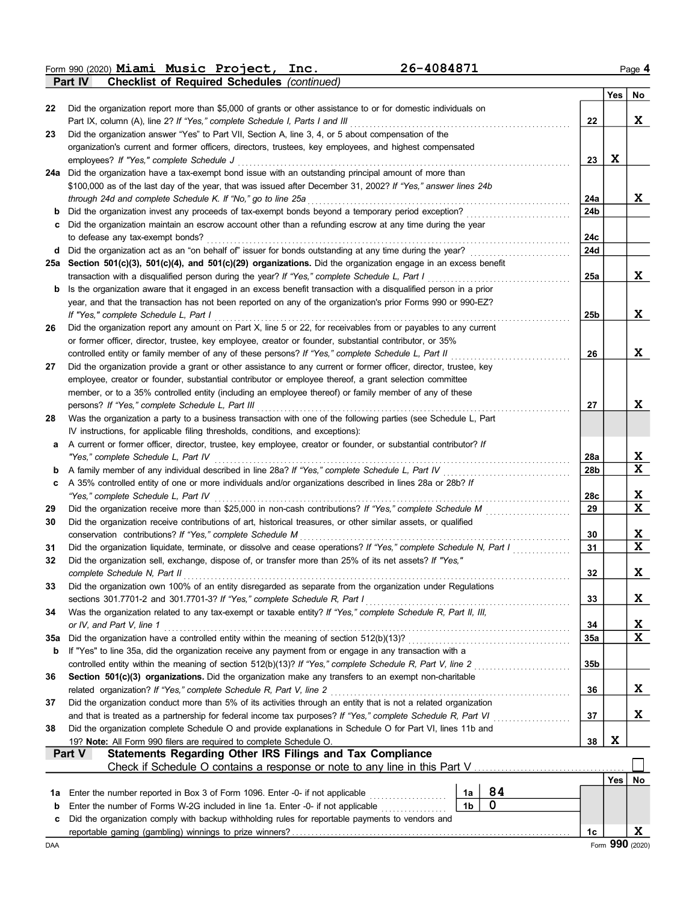Form 990 (2020) **Miami Music Project, Inc.** **26-4084871** Page **4**

**Part IV — Checklist of Required Schedules** *(continued)*

| | | Line | Yes | No |
|---|---|---|---|---|
| 22 | Did the organization report more than $5,000 of grants or other assistance to or for domestic individuals on Part IX, column (A), line 2? *If "Yes," complete Schedule I, Parts I and III* | 22 | | X |
| 23 | Did the organization answer "Yes" to Part VII, Section A, line 3, 4, or 5 about compensation of the organization's current and former officers, directors, trustees, key employees, and highest compensated employees? *If "Yes," complete Schedule J* | 23 | X | |
| 24a | Did the organization have a tax-exempt bond issue with an outstanding principal amount of more than $100,000 as of the last day of the year, that was issued after December 31, 2002? *If "Yes," answer lines 24b through 24d and complete Schedule K. If "No," go to line 25a* | 24a | | X |
| b | Did the organization invest any proceeds of tax-exempt bonds beyond a temporary period exception? | 24b | | |
| c | Did the organization maintain an escrow account other than a refunding escrow at any time during the year to defease any tax-exempt bonds? | 24c | | |
| d | Did the organization act as an "on behalf of" issuer for bonds outstanding at any time during the year? | 24d | | |
| 25a | **Section 501(c)(3), 501(c)(4), and 501(c)(29) organizations.** Did the organization engage in an excess benefit transaction with a disqualified person during the year? *If "Yes," complete Schedule L, Part I* | 25a | | X |
| b | Is the organization aware that it engaged in an excess benefit transaction with a disqualified person in a prior year, and that the transaction has not been reported on any of the organization's prior Forms 990 or 990-EZ? *If "Yes," complete Schedule L, Part I* | 25b | | X |
| 26 | Did the organization report any amount on Part X, line 5 or 22, for receivables from or payables to any current or former officer, director, trustee, key employee, creator or founder, substantial contributor, or 35% controlled entity or family member of any of these persons? *If "Yes," complete Schedule L, Part II* | 26 | | X |
| 27 | Did the organization provide a grant or other assistance to any current or former officer, director, trustee, key employee, creator or founder, substantial contributor or employee thereof, a grant selection committee member, or to a 35% controlled entity (including an employee thereof) or family member of any of these persons? *If "Yes," complete Schedule L, Part III* | 27 | | X |
| 28 | Was the organization a party to a business transaction with one of the following parties (see Schedule L, Part IV instructions, for applicable filing thresholds, conditions, and exceptions): | | | |
| a | A current or former officer, director, trustee, key employee, creator or founder, or substantial contributor? *If "Yes," complete Schedule L, Part IV* | 28a | | X |
| b | A family member of any individual described in line 28a? *If "Yes," complete Schedule L, Part IV* | 28b | | X |
| c | A 35% controlled entity of one or more individuals and/or organizations described in lines 28a or 28b? *If "Yes," complete Schedule L, Part IV* | 28c | | X |
| 29 | Did the organization receive more than $25,000 in non-cash contributions? *If "Yes," complete Schedule M* | 29 | | X |
| 30 | Did the organization receive contributions of art, historical treasures, or other similar assets, or qualified conservation contributions? *If "Yes," complete Schedule M* | 30 | | X |
| 31 | Did the organization liquidate, terminate, or dissolve and cease operations? *If "Yes," complete Schedule N, Part I* | 31 | | X |
| 32 | Did the organization sell, exchange, dispose of, or transfer more than 25% of its net assets? *If "Yes," complete Schedule N, Part II* | 32 | | X |
| 33 | Did the organization own 100% of an entity disregarded as separate from the organization under Regulations sections 301.7701-2 and 301.7701-3? *If "Yes," complete Schedule R, Part I* | 33 | | X |
| 34 | Was the organization related to any tax-exempt or taxable entity? *If "Yes," complete Schedule R, Part II, III, or IV, and Part V, line 1* | 34 | | X |
| 35a | Did the organization have a controlled entity within the meaning of section 512(b)(13)? | 35a | | X |
| b | If "Yes" to line 35a, did the organization receive any payment from or engage in any transaction with a controlled entity within the meaning of section 512(b)(13)? *If "Yes," complete Schedule R, Part V, line 2* | 35b | | |
| 36 | **Section 501(c)(3) organizations.** Did the organization make any transfers to an exempt non-charitable related organization? *If "Yes," complete Schedule R, Part V, line 2* | 36 | | X |
| 37 | Did the organization conduct more than 5% of its activities through an entity that is not a related organization and that is treated as a partnership for federal income tax purposes? *If "Yes," complete Schedule R, Part VI* | 37 | | X |
| 38 | Did the organization complete Schedule O and provide explanations in Schedule O for Part VI, lines 11b and 19? **Note:** All Form 990 filers are required to complete Schedule O. | 38 | X | |

**Part V — Statements Regarding Other IRS Filings and Tax Compliance**

Check if Schedule O contains a response or note to any line in this Part V ☐

| | | | | Line | Yes | No |
|---|---|---|---|---|---|---|
| 1a | Enter the number reported in Box 3 of Form 1096. Enter -0- if not applicable | 1a | 84 | | | |
| b | Enter the number of Forms W-2G included in line 1a. Enter -0- if not applicable | 1b | 0 | | | |
| c | Did the organization comply with backup withholding rules for reportable payments to vendors and reportable gaming (gambling) winnings to prize winners? | | | 1c | | X |

Form **990** (2020)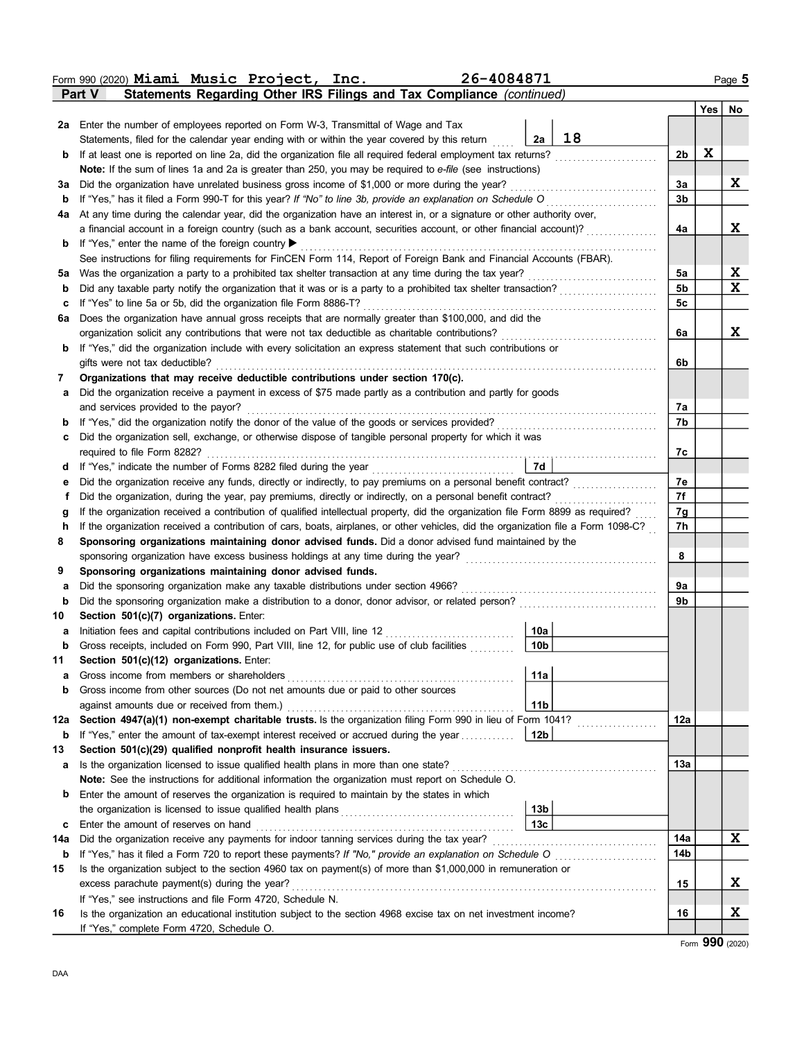Form 990 (2020) **Miami Music Project, Inc.** **26-4084871** Page **5**

## Part V Statements Regarding Other IRS Filings and Tax Compliance *(continued)*

| | | | | | Yes | No |
|---|---|---|---|---|---|---|
| **2a** | Enter the number of employees reported on Form W-3, Transmittal of Wage and Tax Statements, filed for the calendar year ending with or within the year covered by this return | 2a | 18 | | | |
| **b** | If at least one is reported on line 2a, did the organization file all required federal employment tax returns? | | | 2b | X | |
| | **Note:** If the sum of lines 1a and 2a is greater than 250, you may be required to *e-file* (see instructions) | | | | | |
| **3a** | Did the organization have unrelated business gross income of $1,000 or more during the year? | | | 3a | | X |
| **b** | If "Yes," has it filed a Form 990-T for this year? *If "No" to line 3b, provide an explanation on Schedule O* | | | 3b | | |
| **4a** | At any time during the calendar year, did the organization have an interest in, or a signature or other authority over, a financial account in a foreign country (such as a bank account, securities account, or other financial account)? | | | 4a | | X |
| **b** | If "Yes," enter the name of the foreign country ▶ | | | | | |
| | See instructions for filing requirements for FinCEN Form 114, Report of Foreign Bank and Financial Accounts (FBAR). | | | | | |
| **5a** | Was the organization a party to a prohibited tax shelter transaction at any time during the tax year? | | | 5a | | X |
| **b** | Did any taxable party notify the organization that it was or is a party to a prohibited tax shelter transaction? | | | 5b | | X |
| **c** | If "Yes" to line 5a or 5b, did the organization file Form 8886-T? | | | 5c | | |
| **6a** | Does the organization have annual gross receipts that are normally greater than $100,000, and did the organization solicit any contributions that were not tax deductible as charitable contributions? | | | 6a | | X |
| **b** | If "Yes," did the organization include with every solicitation an express statement that such contributions or gifts were not tax deductible? | | | 6b | | |
| **7** | **Organizations that may receive deductible contributions under section 170(c).** | | | | | |
| **a** | Did the organization receive a payment in excess of $75 made partly as a contribution and partly for goods and services provided to the payor? | | | 7a | | |
| **b** | If "Yes," did the organization notify the donor of the value of the goods or services provided? | | | 7b | | |
| **c** | Did the organization sell, exchange, or otherwise dispose of tangible personal property for which it was required to file Form 8282? | | | 7c | | |
| **d** | If "Yes," indicate the number of Forms 8282 filed during the year | 7d | | | | |
| **e** | Did the organization receive any funds, directly or indirectly, to pay premiums on a personal benefit contract? | | | 7e | | |
| **f** | Did the organization, during the year, pay premiums, directly or indirectly, on a personal benefit contract? | | | 7f | | |
| **g** | If the organization received a contribution of qualified intellectual property, did the organization file Form 8899 as required? | | | 7g | | |
| **h** | If the organization received a contribution of cars, boats, airplanes, or other vehicles, did the organization file a Form 1098-C? | | | 7h | | |
| **8** | **Sponsoring organizations maintaining donor advised funds.** Did a donor advised fund maintained by the sponsoring organization have excess business holdings at any time during the year? | | | 8 | | |
| **9** | **Sponsoring organizations maintaining donor advised funds.** | | | | | |
| **a** | Did the sponsoring organization make any taxable distributions under section 4966? | | | 9a | | |
| **b** | Did the sponsoring organization make a distribution to a donor, donor advisor, or related person? | | | 9b | | |
| **10** | **Section 501(c)(7) organizations.** Enter: | | | | | |
| **a** | Initiation fees and capital contributions included on Part VIII, line 12 | 10a | | | | |
| **b** | Gross receipts, included on Form 990, Part VIII, line 12, for public use of club facilities | 10b | | | | |
| **11** | **Section 501(c)(12) organizations.** Enter: | | | | | |
| **a** | Gross income from members or shareholders | 11a | | | | |
| **b** | Gross income from other sources (Do not net amounts due or paid to other sources against amounts due or received from them.) | 11b | | | | |
| **12a** | **Section 4947(a)(1) non-exempt charitable trusts.** Is the organization filing Form 990 in lieu of Form 1041? | | | 12a | | |
| **b** | If "Yes," enter the amount of tax-exempt interest received or accrued during the year | 12b | | | | |
| **13** | **Section 501(c)(29) qualified nonprofit health insurance issuers.** | | | | | |
| **a** | Is the organization licensed to issue qualified health plans in more than one state? | | | 13a | | |
| | **Note:** See the instructions for additional information the organization must report on Schedule O. | | | | | |
| **b** | Enter the amount of reserves the organization is required to maintain by the states in which the organization is licensed to issue qualified health plans | 13b | | | | |
| **c** | Enter the amount of reserves on hand | 13c | | | | |
| **14a** | Did the organization receive any payments for indoor tanning services during the tax year? | | | 14a | | X |
| **b** | If "Yes," has it filed a Form 720 to report these payments? *If "No," provide an explanation on Schedule O* | | | 14b | | |
| **15** | Is the organization subject to the section 4960 tax on payment(s) of more than $1,000,000 in remuneration or excess parachute payment(s) during the year? | | | 15 | | X |
| | If "Yes," see instructions and file Form 4720, Schedule N. | | | | | |
| **16** | Is the organization an educational institution subject to the section 4968 excise tax on net investment income? | | | 16 | | X |
| | If "Yes," complete Form 4720, Schedule O. | | | | | |

Form **990** (2020)

DAA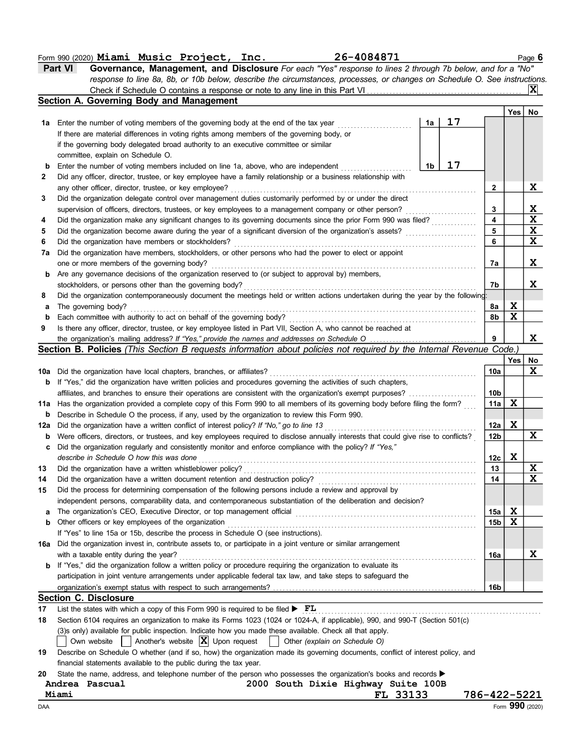Form 990 (2020) **Miami Music Project, Inc.** **26-4084871** Page **6**

## Part VI Governance, Management, and Disclosure

*For each "Yes" response to lines 2 through 7b below, and for a "No" response to line 8a, 8b, or 10b below, describe the circumstances, processes, or changes on Schedule O. See instructions.*

Check if Schedule O contains a response or note to any line in this Part VI ..... [X]

### Section A. Governing Body and Management

| | | | | | Yes | No |
|---|---|---|---|---|---|---|
| **1a** | Enter the number of voting members of the governing body at the end of the tax year. If there are material differences in voting rights among members of the governing body, or if the governing body delegated broad authority to an executive committee or similar committee, explain on Schedule O. | 1a | 17 | | | |
| **b** | Enter the number of voting members included on line 1a, above, who are independent | 1b | 17 | | | |
| **2** | Did any officer, director, trustee, or key employee have a family relationship or a business relationship with any other officer, director, trustee, or key employee? | | | 2 | | X |
| **3** | Did the organization delegate control over management duties customarily performed by or under the direct supervision of officers, directors, trustees, or key employees to a management company or other person? | | | 3 | | X |
| **4** | Did the organization make any significant changes to its governing documents since the prior Form 990 was filed? | | | 4 | | X |
| **5** | Did the organization become aware during the year of a significant diversion of the organization's assets? | | | 5 | | X |
| **6** | Did the organization have members or stockholders? | | | 6 | | X |
| **7a** | Did the organization have members, stockholders, or other persons who had the power to elect or appoint one or more members of the governing body? | | | 7a | | X |
| **b** | Are any governance decisions of the organization reserved to (or subject to approval by) members, stockholders, or persons other than the governing body? | | | 7b | | X |
| **8** | Did the organization contemporaneously document the meetings held or written actions undertaken during the year by the following: | | | | | |
| **a** | The governing body? | | | 8a | X | |
| **b** | Each committee with authority to act on behalf of the governing body? | | | 8b | X | |
| **9** | Is there any officer, director, trustee, or key employee listed in Part VII, Section A, who cannot be reached at the organization's mailing address? *If "Yes," provide the names and addresses on Schedule O* | | | 9 | | X |

### Section B. Policies *(This Section B requests information about policies not required by the Internal Revenue Code.)*

| | | | Yes | No |
|---|---|---|---|---|
| **10a** | Did the organization have local chapters, branches, or affiliates? | 10a | | X |
| **b** | If "Yes," did the organization have written policies and procedures governing the activities of such chapters, affiliates, and branches to ensure their operations are consistent with the organization's exempt purposes? | 10b | | |
| **11a** | Has the organization provided a complete copy of this Form 990 to all members of its governing body before filing the form? | 11a | X | |
| **b** | Describe in Schedule O the process, if any, used by the organization to review this Form 990. | | | |
| **12a** | Did the organization have a written conflict of interest policy? *If "No," go to line 13* | 12a | X | |
| **b** | Were officers, directors, or trustees, and key employees required to disclose annually interests that could give rise to conflicts? | 12b | | X |
| **c** | Did the organization regularly and consistently monitor and enforce compliance with the policy? *If "Yes," describe in Schedule O how this was done* | 12c | X | |
| **13** | Did the organization have a written whistleblower policy? | 13 | | X |
| **14** | Did the organization have a written document retention and destruction policy? | 14 | | X |
| **15** | Did the process for determining compensation of the following persons include a review and approval by independent persons, comparability data, and contemporaneous substantiation of the deliberation and decision? | | | |
| **a** | The organization's CEO, Executive Director, or top management official | 15a | X | |
| **b** | Other officers or key employees of the organization | 15b | X | |
| | If "Yes" to line 15a or 15b, describe the process in Schedule O (see instructions). | | | |
| **16a** | Did the organization invest in, contribute assets to, or participate in a joint venture or similar arrangement with a taxable entity during the year? | 16a | | X |
| **b** | If "Yes," did the organization follow a written policy or procedure requiring the organization to evaluate its participation in joint venture arrangements under applicable federal tax law, and take steps to safeguard the organization's exempt status with respect to such arrangements? | 16b | | |

### Section C. Disclosure

**17** List the states with which a copy of this Form 990 is required to be filed ▶ **FL**

**18** Section 6104 requires an organization to make its Forms 1023 (1024 or 1024-A, if applicable), 990, and 990-T (Section 501(c)(3)s only) available for public inspection. Indicate how you made these available. Check all that apply.

[ ] Own website [ ] Another's website [X] Upon request [ ] Other *(explain on Schedule O)*

**19** Describe on Schedule O whether (and if so, how) the organization made its governing documents, conflict of interest policy, and financial statements available to the public during the tax year.

**20** State the name, address, and telephone number of the person who possesses the organization's books and records ▶

**Andrea Pascual** **2000 South Dixie Highway Suite 100B**
**Miami** **FL 33133** **786-422-5221**

DAA Form **990** (2020)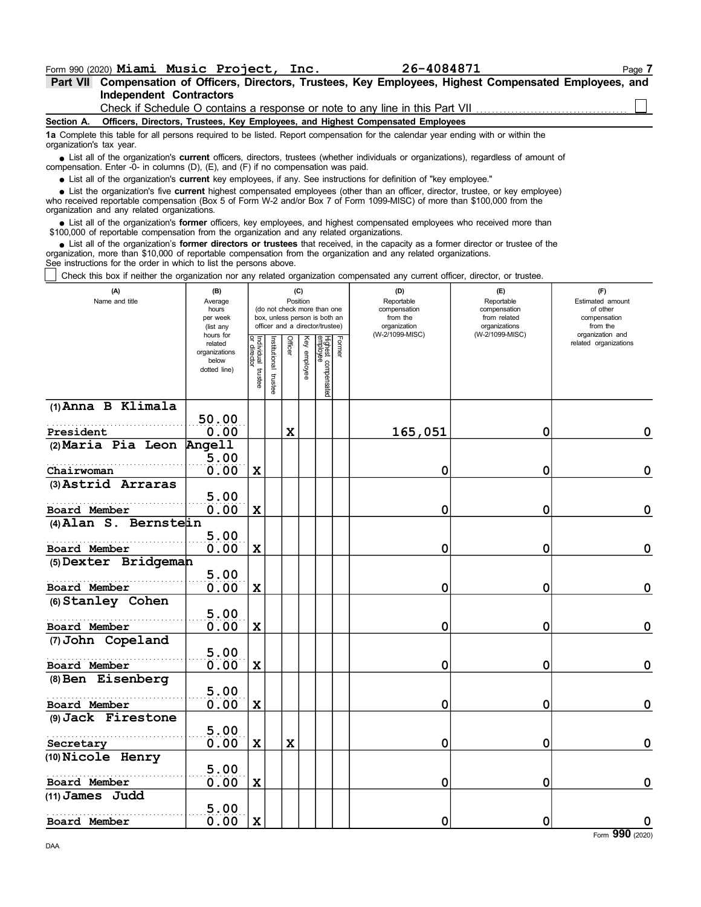Form 990 (2020) **Miami Music Project, Inc.** **26-4084871** Page **7**

## Part VII Compensation of Officers, Directors, Trustees, Key Employees, Highest Compensated Employees, and Independent Contractors

Check if Schedule O contains a response or note to any line in this Part VII ☐

**Section A. Officers, Directors, Trustees, Key Employees, and Highest Compensated Employees**

**1a** Complete this table for all persons required to be listed. Report compensation for the calendar year ending with or within the organization's tax year.

- List all of the organization's **current** officers, directors, trustees (whether individuals or organizations), regardless of amount of compensation. Enter -0- in columns (D), (E), and (F) if no compensation was paid.
- List all of the organization's **current** key employees, if any. See instructions for definition of "key employee."
- List the organization's five **current** highest compensated employees (other than an officer, director, trustee, or key employee) who received reportable compensation (Box 5 of Form W-2 and/or Box 7 of Form 1099-MISC) of more than $100,000 from the organization and any related organizations.
- List all of the organization's **former** officers, key employees, and highest compensated employees who received more than $100,000 of reportable compensation from the organization and any related organizations.
- List all of the organization's **former directors or trustees** that received, in the capacity as a former director or trustee of the organization, more than $10,000 of reportable compensation from the organization and any related organizations.

See instructions for the order in which to list the persons above.

☐ Check this box if neither the organization nor any related organization compensated any current officer, director, or trustee.

| (A) Name and title | (B) Average hours per week (list any hours for related organizations below dotted line) | (C) Position (do not check more than one box, unless person is both an officer and a director/trustee) | | | | | | (D) Reportable compensation from the organization (W-2/1099-MISC) | (E) Reportable compensation from related organizations (W-2/1099-MISC) | (F) Estimated amount of other compensation from the organization and related organizations |
|---|---|---|---|---|---|---|---|---|---|---|
| | | Individual trustee or director | Institutional trustee | Officer | Key employee | Highest compensated employee | Former | | | |
| (1) **Anna B Klimala**<br>President | 50.00<br>0.00 | | | X | | | | 165,051 | 0 | 0 |
| (2) **Maria Pia Leon Angell**<br>Chairwoman | 5.00<br>0.00 | X | | | | | | 0 | 0 | 0 |
| (3) **Astrid Arraras**<br>Board Member | 5.00<br>0.00 | X | | | | | | 0 | 0 | 0 |
| (4) **Alan S. Bernstein**<br>Board Member | 5.00<br>0.00 | X | | | | | | 0 | 0 | 0 |
| (5) **Dexter Bridgeman**<br>Board Member | 5.00<br>0.00 | X | | | | | | 0 | 0 | 0 |
| (6) **Stanley Cohen**<br>Board Member | 5.00<br>0.00 | X | | | | | | 0 | 0 | 0 |
| (7) **John Copeland**<br>Board Member | 5.00<br>0.00 | X | | | | | | 0 | 0 | 0 |
| (8) **Ben Eisenberg**<br>Board Member | 5.00<br>0.00 | X | | | | | | 0 | 0 | 0 |
| (9) **Jack Firestone**<br>Secretary | 5.00<br>0.00 | X | | X | | | | 0 | 0 | 0 |
| (10) **Nicole Henry**<br>Board Member | 5.00<br>0.00 | X | | | | | | 0 | 0 | 0 |
| (11) **James Judd**<br>Board Member | 5.00<br>0.00 | X | | | | | | 0 | 0 | 0 |

Form **990** (2020)

DAA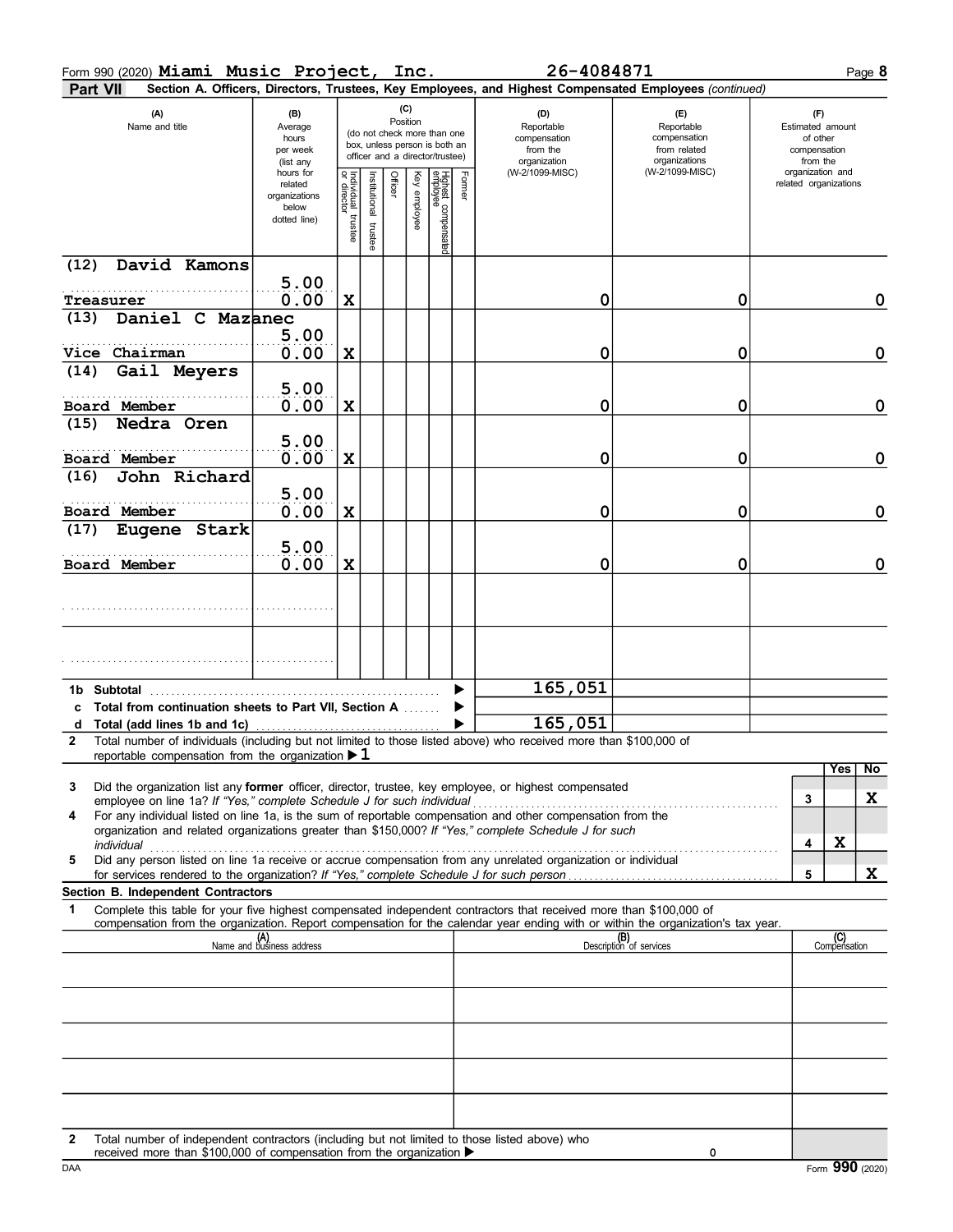Form 990 (2020) **Miami Music Project, Inc.** **26-4084871**

**Part VII** Section A. Officers, Directors, Trustees, Key Employees, and Highest Compensated Employees *(continued)*

| (A) Name and title | (B) Average hours per week (list any hours for related organizations below dotted line) | (C) Position: Individual trustee or director | Institutional trustee | Officer | Key employee | Highest compensated employee | Former | (D) Reportable compensation from the organization (W-2/1099-MISC) | (E) Reportable compensation from related organizations (W-2/1099-MISC) | (F) Estimated amount of other compensation from the organization and related organizations |
|---|---|---|---|---|---|---|---|---|---|---|
| (12) David Kamons<br>Treasurer | 5.00<br>0.00 | X | | | | | | 0 | 0 | 0 |
| (13) Daniel C Mazanec<br>Vice Chairman | 5.00<br>0.00 | X | | | | | | 0 | 0 | 0 |
| (14) Gail Meyers<br>Board Member | 5.00<br>0.00 | X | | | | | | 0 | 0 | 0 |
| (15) Nedra Oren<br>Board Member | 5.00<br>0.00 | X | | | | | | 0 | 0 | 0 |
| (16) John Richard<br>Board Member | 5.00<br>0.00 | X | | | | | | 0 | 0 | 0 |
| (17) Eugene Stark<br>Board Member | 5.00<br>0.00 | X | | | | | | 0 | 0 | 0 |
| | | | | | | | | | | |
| | | | | | | | | | | |
| **1b Subtotal** | | | | | | | | 165,051 | | |
| **c Total from continuation sheets to Part VII, Section A** | | | | | | | | | | |
| **d Total (add lines 1b and 1c)** | | | | | | | | 165,051 | | |

**2** Total number of individuals (including but not limited to those listed above) who received more than $100,000 of reportable compensation from the organization ▶ 1

| | | | Yes | No |
|---|---|---|---|---|
| **3** | Did the organization list any **former** officer, director, trustee, key employee, or highest compensated employee on line 1a? *If "Yes," complete Schedule J for such individual* | 3 | | X |
| **4** | For any individual listed on line 1a, is the sum of reportable compensation and other compensation from the organization and related organizations greater than $150,000? *If "Yes," complete Schedule J for such individual* | 4 | X | |
| **5** | Did any person listed on line 1a receive or accrue compensation from any unrelated organization or individual for services rendered to the organization? *If "Yes," complete Schedule J for such person* | 5 | | X |

**Section B. Independent Contractors**

**1** Complete this table for your five highest compensated independent contractors that received more than $100,000 of compensation from the organization. Report compensation for the calendar year ending with or within the organization's tax year.

| (A) Name and business address | (B) Description of services | (C) Compensation |
|---|---|---|
| | | |
| | | |
| | | |
| | | |
| | | |

**2** Total number of independent contractors (including but not limited to those listed above) who received more than $100,000 of compensation from the organization ▶ 0

Form **990** (2020)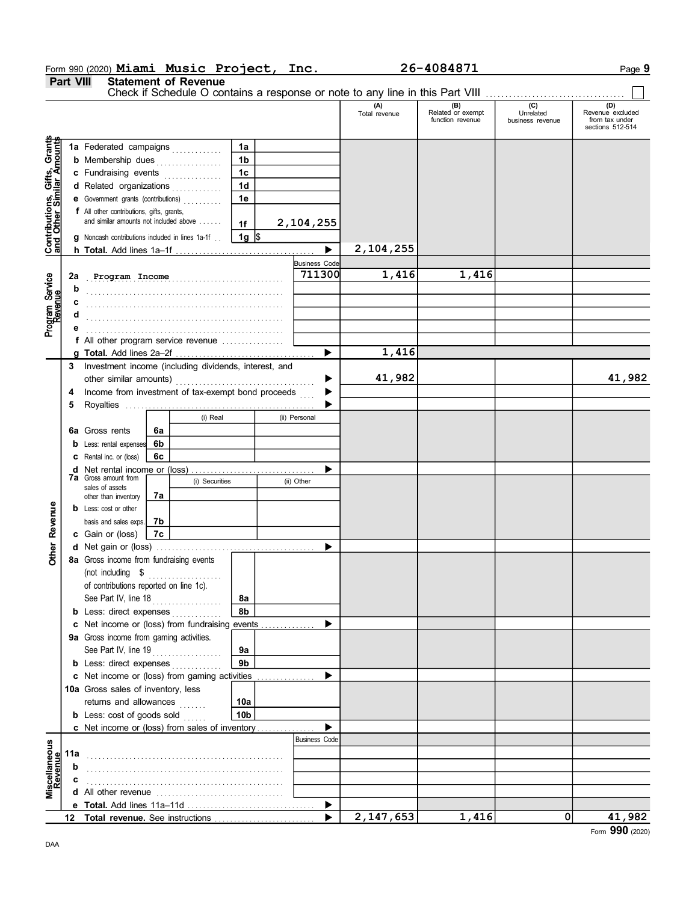Form 990 (2020) **Miami Music Project, Inc.** **26-4084871**

**Part VIII** **Statement of Revenue**

Check if Schedule O contains a response or note to any line in this Part VIII ☐

| | | | (A) Total revenue | (B) Related or exempt function revenue | (C) Unrelated business revenue | (D) Revenue excluded from tax under sections 512-514 |
|---|---|---|---|---|---|---|
| **Contributions, Gifts, Grants and Other Similar Amounts** | 1a Federated campaigns | 1a | | | | |
| | b Membership dues | 1b | | | | |
| | c Fundraising events | 1c | | | | |
| | d Related organizations | 1d | | | | |
| | e Government grants (contributions) | 1e | | | | |
| | f All other contributions, gifts, grants, and similar amounts not included above | 1f 2,104,255 | | | | |
| | g Noncash contributions included in lines 1a-1f | 1g $ | | | | |
| | h **Total.** Add lines 1a–1f | | 2,104,255 | | | |
| **Program Service Revenue** | | Business Code | | | | |
| | 2a Program Income | 711300 | 1,416 | 1,416 | | |
| | b | | | | | |
| | c | | | | | |
| | d | | | | | |
| | e | | | | | |
| | f All other program service revenue | | | | | |
| | g **Total.** Add lines 2a–2f | | 1,416 | | | |
| **Other Revenue** | 3 Investment income (including dividends, interest, and other similar amounts) | | 41,982 | | | 41,982 |
| | 4 Income from investment of tax-exempt bond proceeds | | | | | |
| | 5 Royalties | | | | | |
| | 6a Gross rents (i) Real / (ii) Personal | 6a | | | | |
| | b Less: rental expenses | 6b | | | | |
| | c Rental inc. or (loss) | 6c | | | | |
| | d Net rental income or (loss) | | | | | |
| | 7a Gross amount from sales of assets other than inventory (i) Securities / (ii) Other | 7a | | | | |
| | b Less: cost or other basis and sales exps. | 7b | | | | |
| | c Gain or (loss) | 7c | | | | |
| | d Net gain or (loss) | | | | | |
| | 8a Gross income from fundraising events (not including $ of contributions reported on line 1c). See Part IV, line 18 | 8a | | | | |
| | b Less: direct expenses | 8b | | | | |
| | c Net income or (loss) from fundraising events | | | | | |
| | 9a Gross income from gaming activities. See Part IV, line 19 | 9a | | | | |
| | b Less: direct expenses | 9b | | | | |
| | c Net income or (loss) from gaming activities | | | | | |
| | 10a Gross sales of inventory, less returns and allowances | 10a | | | | |
| | b Less: cost of goods sold | 10b | | | | |
| | c Net income or (loss) from sales of inventory | | | | | |
| **Miscellaneous Revenue** | | Business Code | | | | |
| | 11a | | | | | |
| | b | | | | | |
| | c | | | | | |
| | d All other revenue | | | | | |
| | e **Total.** Add lines 11a–11d | | | | | |
| | 12 **Total revenue.** See instructions | | 2,147,653 | 1,416 | 0 | 41,982 |

Form **990** (2020)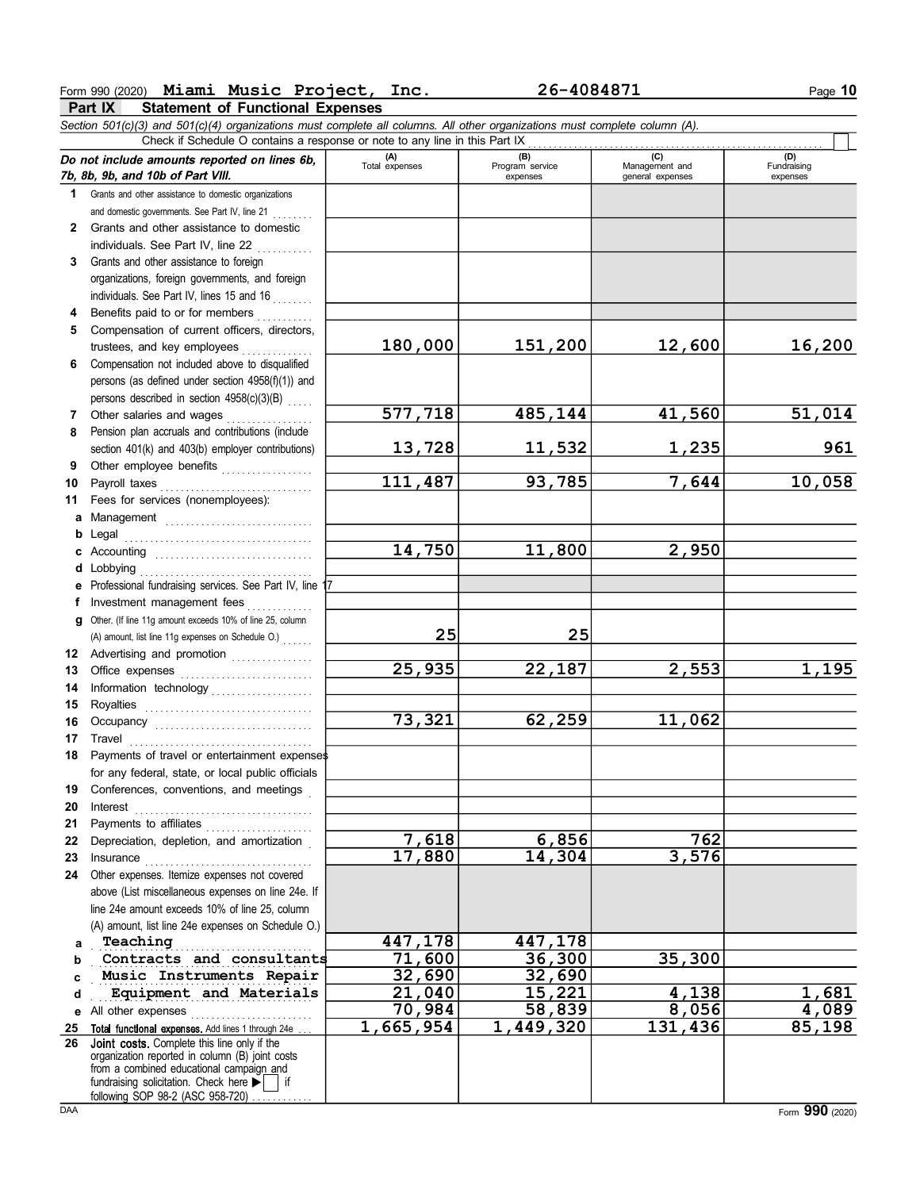Form 990 (2020) **Miami Music Project, Inc.** 26-4084871 Page **10**

## Part IX Statement of Functional Expenses

*Section 501(c)(3) and 501(c)(4) organizations must complete all columns. All other organizations must complete column (A).*

Check if Schedule O contains a response or note to any line in this Part IX ☐

| *Do not include amounts reported on lines 6b, 7b, 8b, 9b, and 10b of Part VIII.* | (A) Total expenses | (B) Program service expenses | (C) Management and general expenses | (D) Fundraising expenses |
|---|---|---|---|---|
| **1** Grants and other assistance to domestic organizations and domestic governments. See Part IV, line 21 | | | | |
| **2** Grants and other assistance to domestic individuals. See Part IV, line 22 | | | | |
| **3** Grants and other assistance to foreign organizations, foreign governments, and foreign individuals. See Part IV, lines 15 and 16 | | | | |
| **4** Benefits paid to or for members | | | | |
| **5** Compensation of current officers, directors, trustees, and key employees | 180,000 | 151,200 | 12,600 | 16,200 |
| **6** Compensation not included above to disqualified persons (as defined under section 4958(f)(1)) and persons described in section 4958(c)(3)(B) | | | | |
| **7** Other salaries and wages | 577,718 | 485,144 | 41,560 | 51,014 |
| **8** Pension plan accruals and contributions (include section 401(k) and 403(b) employer contributions) | 13,728 | 11,532 | 1,235 | 961 |
| **9** Other employee benefits | | | | |
| **10** Payroll taxes | 111,487 | 93,785 | 7,644 | 10,058 |
| **11** Fees for services (nonemployees): | | | | |
| **a** Management | | | | |
| **b** Legal | | | | |
| **c** Accounting | 14,750 | 11,800 | 2,950 | |
| **d** Lobbying | | | | |
| **e** Professional fundraising services. See Part IV, line 17 | | | | |
| **f** Investment management fees | | | | |
| **g** Other. (If line 11g amount exceeds 10% of line 25, column (A) amount, list line 11g expenses on Schedule O.) | 25 | 25 | | |
| **12** Advertising and promotion | | | | |
| **13** Office expenses | 25,935 | 22,187 | 2,553 | 1,195 |
| **14** Information technology | | | | |
| **15** Royalties | | | | |
| **16** Occupancy | 73,321 | 62,259 | 11,062 | |
| **17** Travel | | | | |
| **18** Payments of travel or entertainment expenses for any federal, state, or local public officials | | | | |
| **19** Conferences, conventions, and meetings | | | | |
| **20** Interest | | | | |
| **21** Payments to affiliates | | | | |
| **22** Depreciation, depletion, and amortization | 7,618 | 6,856 | 762 | |
| **23** Insurance | 17,880 | 14,304 | 3,576 | |
| **24** Other expenses. Itemize expenses not covered above (List miscellaneous expenses on line 24e. If line 24e amount exceeds 10% of line 25, column (A) amount, list line 24e expenses on Schedule O.) | | | | |
| **a** Teaching | 447,178 | 447,178 | | |
| **b** Contracts and consultants | 71,600 | 36,300 | 35,300 | |
| **c** Music Instruments Repair | 32,690 | 32,690 | | |
| **d** Equipment and Materials | 21,040 | 15,221 | 4,138 | 1,681 |
| **e** All other expenses | 70,984 | 58,839 | 8,056 | 4,089 |
| **25** **Total functional expenses.** Add lines 1 through 24e | 1,665,954 | 1,449,320 | 131,436 | 85,198 |
| **26** **Joint costs.** Complete this line only if the organization reported in column (B) joint costs from a combined educational campaign and fundraising solicitation. Check here ▶ ☐ if following SOP 98-2 (ASC 958-720) | | | | |

DAA Form **990** (2020)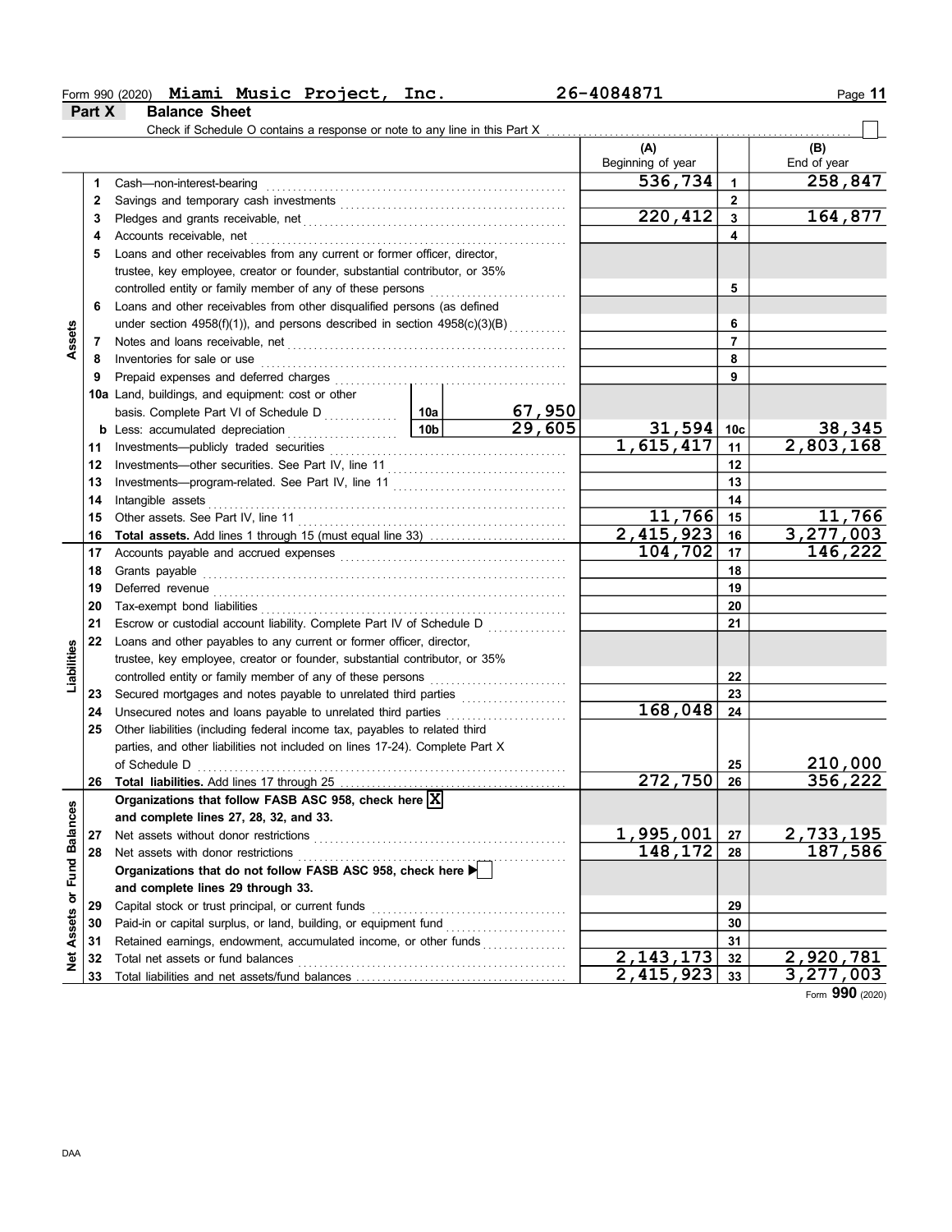Form 990 (2020) **Miami Music Project, Inc.** 26-4084871

## Part X Balance Sheet

Check if Schedule O contains a response or note to any line in this Part X . . . ☐

| | | | | (A) Beginning of year | | (B) End of year |
|---|---|---|---|---|---|---|
| **Assets** | 1 | Cash—non-interest-bearing | | 536,734 | 1 | 258,847 |
| | 2 | Savings and temporary cash investments | | | 2 | |
| | 3 | Pledges and grants receivable, net | | 220,412 | 3 | 164,877 |
| | 4 | Accounts receivable, net | | | 4 | |
| | 5 | Loans and other receivables from any current or former officer, director, trustee, key employee, creator or founder, substantial contributor, or 35% controlled entity or family member of any of these persons | | | 5 | |
| | 6 | Loans and other receivables from other disqualified persons (as defined under section 4958(f)(1)), and persons described in section 4958(c)(3)(B) | | | 6 | |
| | 7 | Notes and loans receivable, net | | | 7 | |
| | 8 | Inventories for sale or use | | | 8 | |
| | 9 | Prepaid expenses and deferred charges | | | 9 | |
| | 10a | Land, buildings, and equipment: cost or other basis. Complete Part VI of Schedule D | 10a 67,950 | | | |
| | b | Less: accumulated depreciation | 10b 29,605 | 31,594 | 10c | 38,345 |
| | 11 | Investments—publicly traded securities | | 1,615,417 | 11 | 2,803,168 |
| | 12 | Investments—other securities. See Part IV, line 11 | | | 12 | |
| | 13 | Investments—program-related. See Part IV, line 11 | | | 13 | |
| | 14 | Intangible assets | | | 14 | |
| | 15 | Other assets. See Part IV, line 11 | | 11,766 | 15 | 11,766 |
| | 16 | **Total assets.** Add lines 1 through 15 (must equal line 33) | | 2,415,923 | 16 | 3,277,003 |
| **Liabilities** | 17 | Accounts payable and accrued expenses | | 104,702 | 17 | 146,222 |
| | 18 | Grants payable | | | 18 | |
| | 19 | Deferred revenue | | | 19 | |
| | 20 | Tax-exempt bond liabilities | | | 20 | |
| | 21 | Escrow or custodial account liability. Complete Part IV of Schedule D | | | 21 | |
| | 22 | Loans and other payables to any current or former officer, director, trustee, key employee, creator or founder, substantial contributor, or 35% controlled entity or family member of any of these persons | | | 22 | |
| | 23 | Secured mortgages and notes payable to unrelated third parties | | | 23 | |
| | 24 | Unsecured notes and loans payable to unrelated third parties | | 168,048 | 24 | |
| | 25 | Other liabilities (including federal income tax, payables to related third parties, and other liabilities not included on lines 17-24). Complete Part X of Schedule D | | | 25 | 210,000 |
| | 26 | **Total liabilities.** Add lines 17 through 25 | | 272,750 | 26 | 356,222 |
| **Net Assets or Fund Balances** | | **Organizations that follow FASB ASC 958, check here** ☒ **and complete lines 27, 28, 32, and 33.** | | | | |
| | 27 | Net assets without donor restrictions | | 1,995,001 | 27 | 2,733,195 |
| | 28 | Net assets with donor restrictions | | 148,172 | 28 | 187,586 |
| | | **Organizations that do not follow FASB ASC 958, check here** ☐ **and complete lines 29 through 33.** | | | | |
| | 29 | Capital stock or trust principal, or current funds | | | 29 | |
| | 30 | Paid-in or capital surplus, or land, building, or equipment fund | | | 30 | |
| | 31 | Retained earnings, endowment, accumulated income, or other funds | | | 31 | |
| | 32 | Total net assets or fund balances | | 2,143,173 | 32 | 2,920,781 |
| | 33 | Total liabilities and net assets/fund balances | | 2,415,923 | 33 | 3,277,003 |

Form **990** (2020)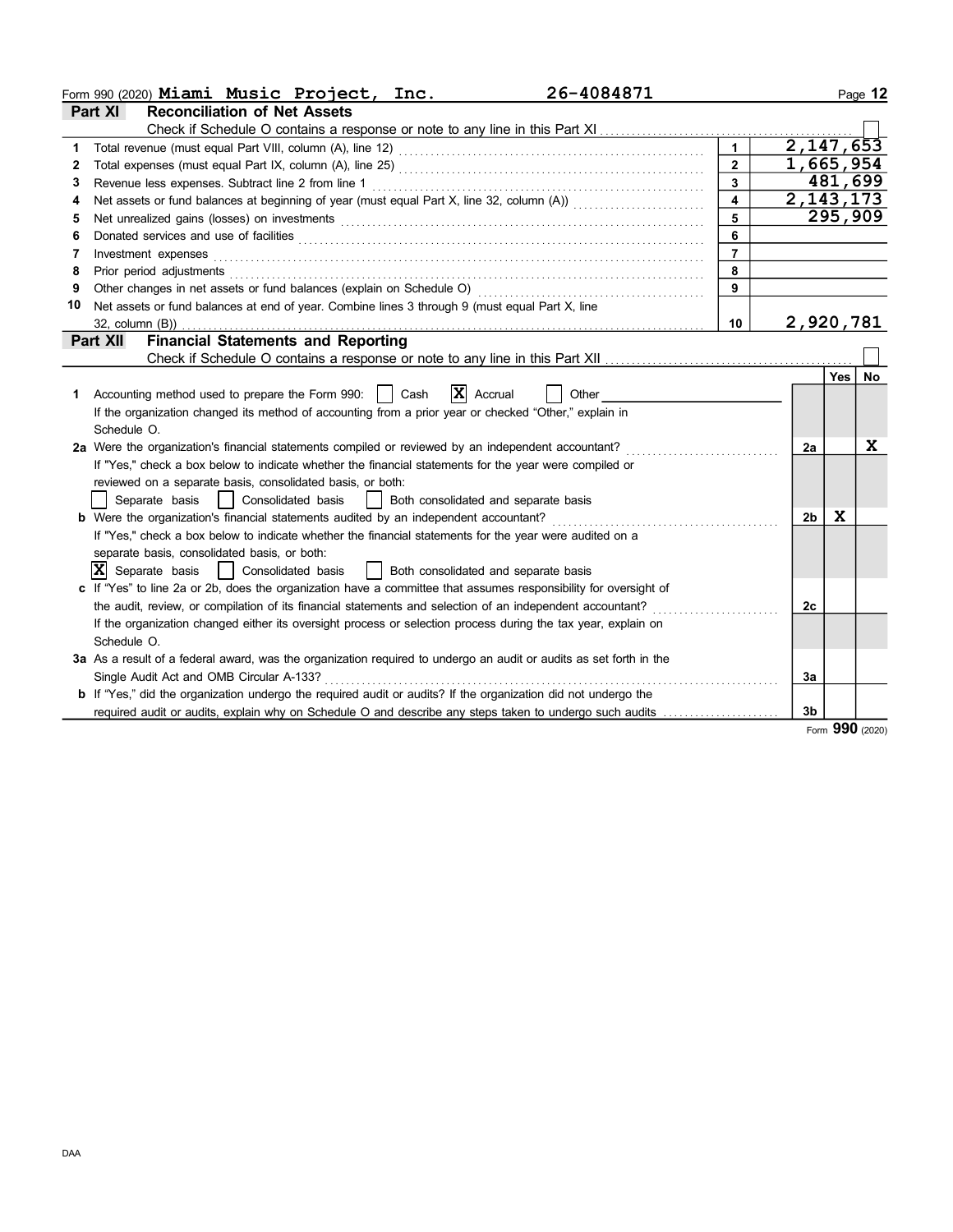Form 990 (2020) **Miami Music Project, Inc.** 26-4084871

## Part XI Reconciliation of Net Assets

Check if Schedule O contains a response or note to any line in this Part XI [ ]

| | | | |
|---|---|---|---|
| 1 | Total revenue (must equal Part VIII, column (A), line 12) | 1 | 2,147,653 |
| 2 | Total expenses (must equal Part IX, column (A), line 25) | 2 | 1,665,954 |
| 3 | Revenue less expenses. Subtract line 2 from line 1 | 3 | 481,699 |
| 4 | Net assets or fund balances at beginning of year (must equal Part X, line 32, column (A)) | 4 | 2,143,173 |
| 5 | Net unrealized gains (losses) on investments | 5 | 295,909 |
| 6 | Donated services and use of facilities | 6 | |
| 7 | Investment expenses | 7 | |
| 8 | Prior period adjustments | 8 | |
| 9 | Other changes in net assets or fund balances (explain on Schedule O) | 9 | |
| 10 | Net assets or fund balances at end of year. Combine lines 3 through 9 (must equal Part X, line 32, column (B)) | 10 | 2,920,781 |

## Part XII Financial Statements and Reporting

Check if Schedule O contains a response or note to any line in this Part XII [ ]

| | | | Yes | No |
|---|---|---|---|---|
| 1 | Accounting method used to prepare the Form 990: [ ] Cash [X] Accrual [ ] Other ____<br>If the organization changed its method of accounting from a prior year or checked "Other," explain in Schedule O. | | | |
| 2a | Were the organization's financial statements compiled or reviewed by an independent accountant?<br>If "Yes," check a box below to indicate whether the financial statements for the year were compiled or reviewed on a separate basis, consolidated basis, or both:<br>[ ] Separate basis [ ] Consolidated basis [ ] Both consolidated and separate basis | 2a | | X |
| b | Were the organization's financial statements audited by an independent accountant?<br>If "Yes," check a box below to indicate whether the financial statements for the year were audited on a separate basis, consolidated basis, or both:<br>[X] Separate basis [ ] Consolidated basis [ ] Both consolidated and separate basis | 2b | X | |
| c | If "Yes" to line 2a or 2b, does the organization have a committee that assumes responsibility for oversight of the audit, review, or compilation of its financial statements and selection of an independent accountant?<br>If the organization changed either its oversight process or selection process during the tax year, explain on Schedule O. | 2c | | |
| 3a | As a result of a federal award, was the organization required to undergo an audit or audits as set forth in the Single Audit Act and OMB Circular A-133? | 3a | | |
| b | If "Yes," did the organization undergo the required audit or audits? If the organization did not undergo the required audit or audits, explain why on Schedule O and describe any steps taken to undergo such audits | 3b | | |

Form **990** (2020)

DAA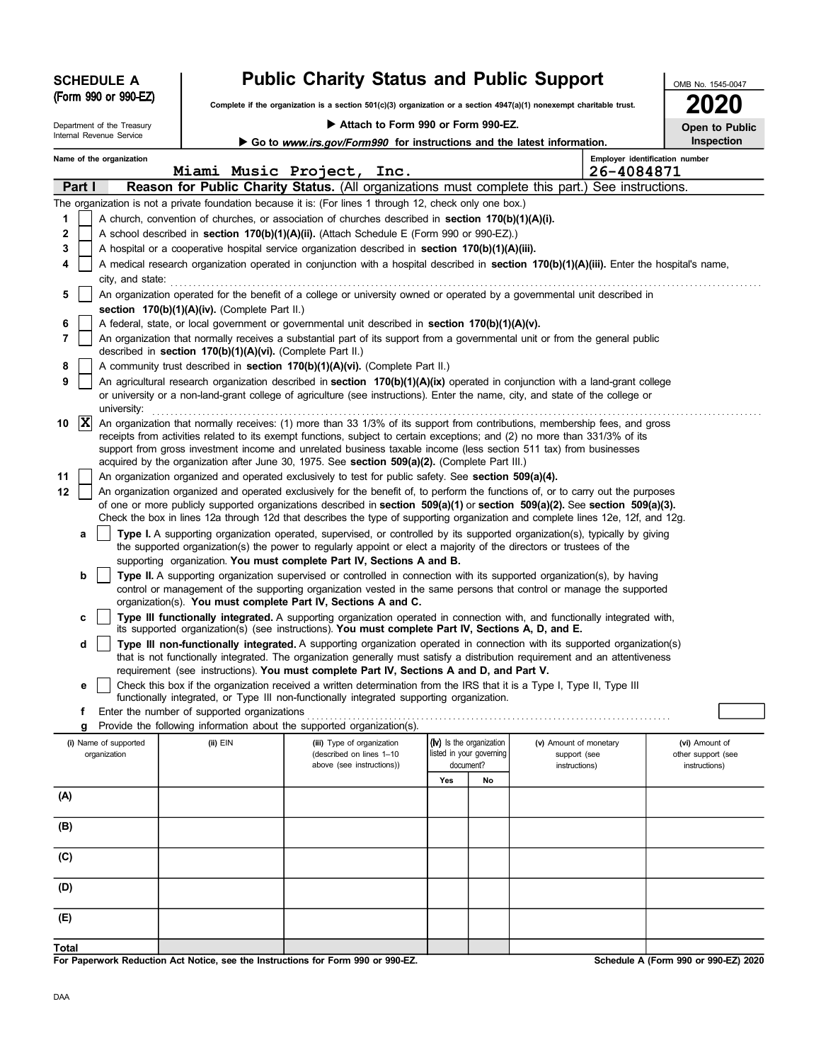**SCHEDULE A (Form 990 or 990-EZ)**

Department of the Treasury
Internal Revenue Service

# Public Charity Status and Public Support

**Complete if the organization is a section 501(c)(3) organization or a section 4947(a)(1) nonexempt charitable trust.**

▶ **Attach to Form 990 or Form 990-EZ.**

▶ **Go to *www.irs.gov/Form990* for instructions and the latest information.**

OMB No. 1545-0047

**2020**

**Open to Public Inspection**

Name of the organization: Miami Music Project, Inc.

Employer identification number: 26-4084871

## Part I — Reason for Public Charity Status. (All organizations must complete this part.) See instructions.

The organization is not a private foundation because it is: (For lines 1 through 12, check only one box.)

1. [ ] A church, convention of churches, or association of churches described in **section 170(b)(1)(A)(i).**
2. [ ] A school described in **section 170(b)(1)(A)(ii).** (Attach Schedule E (Form 990 or 990-EZ).)
3. [ ] A hospital or a cooperative hospital service organization described in **section 170(b)(1)(A)(iii).**
4. [ ] A medical research organization operated in conjunction with a hospital described in **section 170(b)(1)(A)(iii).** Enter the hospital's name, city, and state:
5. [ ] An organization operated for the benefit of a college or university owned or operated by a governmental unit described in **section 170(b)(1)(A)(iv).** (Complete Part II.)
6. [ ] A federal, state, or local government or governmental unit described in **section 170(b)(1)(A)(v).**
7. [ ] An organization that normally receives a substantial part of its support from a governmental unit or from the general public described in **section 170(b)(1)(A)(vi).** (Complete Part II.)
8. [ ] A community trust described in **section 170(b)(1)(A)(vi).** (Complete Part II.)
9. [ ] An agricultural research organization described in **section 170(b)(1)(A)(ix)** operated in conjunction with a land-grant college or university or a non-land-grant college of agriculture (see instructions). Enter the name, city, and state of the college or university:
10. [X] An organization that normally receives: (1) more than 33 1/3% of its support from contributions, membership fees, and gross receipts from activities related to its exempt functions, subject to certain exceptions; and (2) no more than 331/3% of its support from gross investment income and unrelated business taxable income (less section 511 tax) from businesses acquired by the organization after June 30, 1975. See **section 509(a)(2).** (Complete Part III.)
11. [ ] An organization organized and operated exclusively to test for public safety. See **section 509(a)(4).**
12. [ ] An organization organized and operated exclusively for the benefit of, to perform the functions of, or to carry out the purposes of one or more publicly supported organizations described in **section 509(a)(1)** or **section 509(a)(2).** See **section 509(a)(3).** Check the box in lines 12a through 12d that describes the type of supporting organization and complete lines 12e, 12f, and 12g.
   - **a** [ ] **Type I.** A supporting organization operated, supervised, or controlled by its supported organization(s), typically by giving the supported organization(s) the power to regularly appoint or elect a majority of the directors or trustees of the supporting organization. **You must complete Part IV, Sections A and B.**
   - **b** [ ] **Type II.** A supporting organization supervised or controlled in connection with its supported organization(s), by having control or management of the supporting organization vested in the same persons that control or manage the supported organization(s). **You must complete Part IV, Sections A and C.**
   - **c** [ ] **Type III functionally integrated.** A supporting organization operated in connection with, and functionally integrated with, its supported organization(s) (see instructions). **You must complete Part IV, Sections A, D, and E.**
   - **d** [ ] **Type III non-functionally integrated.** A supporting organization operated in connection with its supported organization(s) that is not functionally integrated. The organization generally must satisfy a distribution requirement and an attentiveness requirement (see instructions). **You must complete Part IV, Sections A and D, and Part V.**
   - **e** [ ] Check this box if the organization received a written determination from the IRS that it is a Type I, Type II, Type III functionally integrated, or Type III non-functionally integrated supporting organization.
   - **f** Enter the number of supported organizations
   - **g** Provide the following information about the supported organization(s).

| (i) Name of supported organization | (ii) EIN | (iii) Type of organization (described on lines 1–10 above (see instructions)) | (iv) Is the organization listed in your governing document? Yes | No | (v) Amount of monetary support (see instructions) | (vi) Amount of other support (see instructions) |
|---|---|---|---|---|---|---|
| (A) | | | | | | |
| (B) | | | | | | |
| (C) | | | | | | |
| (D) | | | | | | |
| (E) | | | | | | |
| **Total** | | | | | | |

**For Paperwork Reduction Act Notice, see the Instructions for Form 990 or 990-EZ.**

**Schedule A (Form 990 or 990-EZ) 2020**

DAA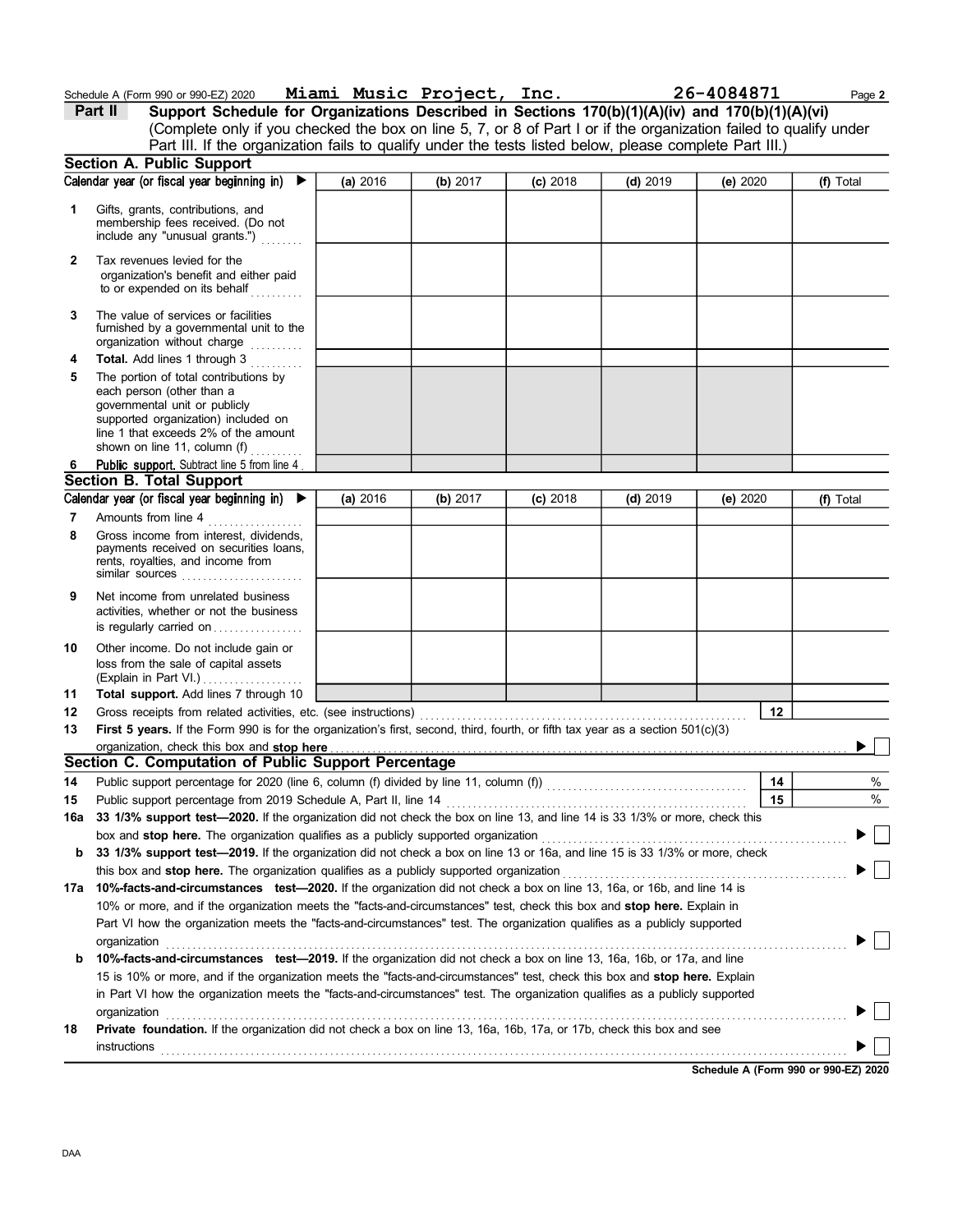Schedule A (Form 990 or 990-EZ) 2020 **Miami Music Project, Inc.** **26-4084871** Page **2**

**Part II** **Support Schedule for Organizations Described in Sections 170(b)(1)(A)(iv) and 170(b)(1)(A)(vi)**
(Complete only if you checked the box on line 5, 7, or 8 of Part I or if the organization failed to qualify under Part III. If the organization fails to qualify under the tests listed below, please complete Part III.)

## Section A. Public Support

| Calendar year (or fiscal year beginning in) ▶ | (a) 2016 | (b) 2017 | (c) 2018 | (d) 2019 | (e) 2020 | (f) Total |
|---|---|---|---|---|---|---|
| **1** Gifts, grants, contributions, and membership fees received. (Do not include any "unusual grants.") | | | | | | |
| **2** Tax revenues levied for the organization's benefit and either paid to or expended on its behalf | | | | | | |
| **3** The value of services or facilities furnished by a governmental unit to the organization without charge | | | | | | |
| **4** **Total.** Add lines 1 through 3 | | | | | | |
| **5** The portion of total contributions by each person (other than a governmental unit or publicly supported organization) included on line 1 that exceeds 2% of the amount shown on line 11, column (f) | | | | | | |
| **6** **Public support.** Subtract line 5 from line 4 | | | | | | |

## Section B. Total Support

| Calendar year (or fiscal year beginning in) ▶ | (a) 2016 | (b) 2017 | (c) 2018 | (d) 2019 | (e) 2020 | (f) Total |
|---|---|---|---|---|---|---|
| **7** Amounts from line 4 | | | | | | |
| **8** Gross income from interest, dividends, payments received on securities loans, rents, royalties, and income from similar sources | | | | | | |
| **9** Net income from unrelated business activities, whether or not the business is regularly carried on | | | | | | |
| **10** Other income. Do not include gain or loss from the sale of capital assets (Explain in Part VI.) | | | | | | |
| **11** **Total support.** Add lines 7 through 10 | | | | | | |

**12** Gross receipts from related activities, etc. (see instructions) ..... **12**

**13** **First 5 years.** If the Form 990 is for the organization's first, second, third, fourth, or fifth tax year as a section 501(c)(3) organization, check this box and **stop here** ..... ▶ ☐

## Section C. Computation of Public Support Percentage

**14** Public support percentage for 2020 (line 6, column (f) divided by line 11, column (f)) ..... **14** %

**15** Public support percentage from 2019 Schedule A, Part II, line 14 ..... **15** %

**16a** **33 1/3% support test—2020.** If the organization did not check the box on line 13, and line 14 is 33 1/3% or more, check this box and **stop here.** The organization qualifies as a publicly supported organization ..... ▶ ☐

**b** **33 1/3% support test—2019.** If the organization did not check a box on line 13 or 16a, and line 15 is 33 1/3% or more, check this box and **stop here.** The organization qualifies as a publicly supported organization ..... ▶ ☐

**17a** **10%-facts-and-circumstances test—2020.** If the organization did not check a box on line 13, 16a, or 16b, and line 14 is 10% or more, and if the organization meets the "facts-and-circumstances" test, check this box and **stop here.** Explain in Part VI how the organization meets the "facts-and-circumstances" test. The organization qualifies as a publicly supported organization ..... ▶ ☐

**b** **10%-facts-and-circumstances test—2019.** If the organization did not check a box on line 13, 16a, 16b, or 17a, and line 15 is 10% or more, and if the organization meets the "facts-and-circumstances" test, check this box and **stop here.** Explain in Part VI how the organization meets the "facts-and-circumstances" test. The organization qualifies as a publicly supported organization ..... ▶ ☐

**18** **Private foundation.** If the organization did not check a box on line 13, 16a, 16b, 17a, or 17b, check this box and see instructions ..... ▶ ☐

**Schedule A (Form 990 or 990-EZ) 2020**

DAA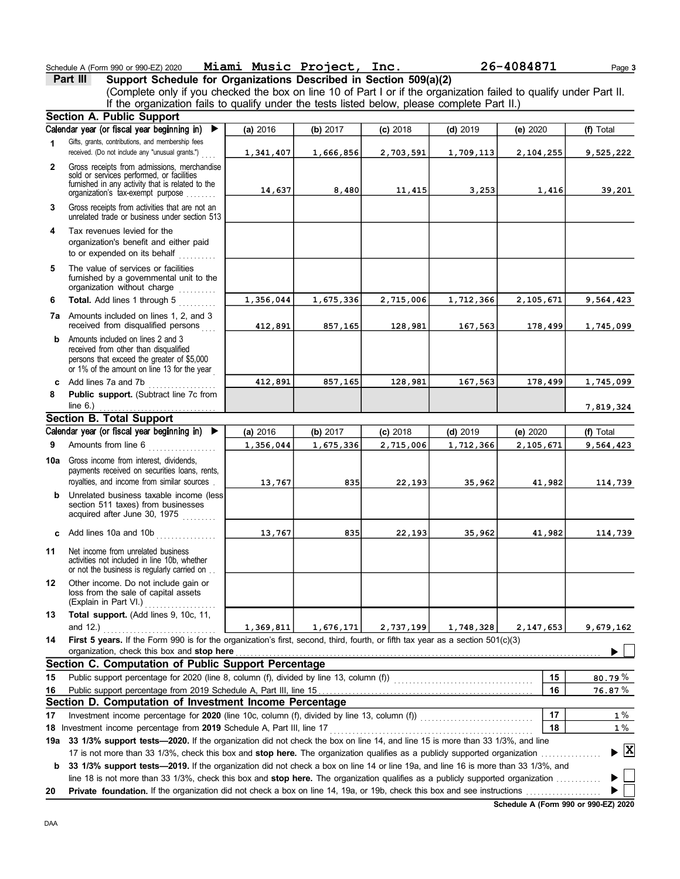Schedule A (Form 990 or 990-EZ) 2020 **Miami Music Project, Inc.** **26-4084871** Page 3

## Part III Support Schedule for Organizations Described in Section 509(a)(2)

(Complete only if you checked the box on line 10 of Part I or if the organization failed to qualify under Part II. If the organization fails to qualify under the tests listed below, please complete Part II.)

### Section A. Public Support

| | Calendar year (or fiscal year beginning in) ▶ | (a) 2016 | (b) 2017 | (c) 2018 | (d) 2019 | (e) 2020 | (f) Total |
|---|---|---|---|---|---|---|---|
| 1 | Gifts, grants, contributions, and membership fees received. (Do not include any "unusual grants.") | 1,341,407 | 1,666,856 | 2,703,591 | 1,709,113 | 2,104,255 | 9,525,222 |
| 2 | Gross receipts from admissions, merchandise sold or services performed, or facilities furnished in any activity that is related to the organization's tax-exempt purpose | 14,637 | 8,480 | 11,415 | 3,253 | 1,416 | 39,201 |
| 3 | Gross receipts from activities that are not an unrelated trade or business under section 513 | | | | | | |
| 4 | Tax revenues levied for the organization's benefit and either paid to or expended on its behalf | | | | | | |
| 5 | The value of services or facilities furnished by a governmental unit to the organization without charge | | | | | | |
| 6 | **Total.** Add lines 1 through 5 | 1,356,044 | 1,675,336 | 2,715,006 | 1,712,366 | 2,105,671 | 9,564,423 |
| 7a | Amounts included on lines 1, 2, and 3 received from disqualified persons | 412,891 | 857,165 | 128,981 | 167,563 | 178,499 | 1,745,099 |
| b | Amounts included on lines 2 and 3 received from other than disqualified persons that exceed the greater of $5,000 or 1% of the amount on line 13 for the year | | | | | | |
| c | Add lines 7a and 7b | 412,891 | 857,165 | 128,981 | 167,563 | 178,499 | 1,745,099 |
| 8 | **Public support.** (Subtract line 7c from line 6.) | | | | | | 7,819,324 |

### Section B. Total Support

| | Calendar year (or fiscal year beginning in) ▶ | (a) 2016 | (b) 2017 | (c) 2018 | (d) 2019 | (e) 2020 | (f) Total |
|---|---|---|---|---|---|---|---|
| 9 | Amounts from line 6 | 1,356,044 | 1,675,336 | 2,715,006 | 1,712,366 | 2,105,671 | 9,564,423 |
| 10a | Gross income from interest, dividends, payments received on securities loans, rents, royalties, and income from similar sources | 13,767 | 835 | 22,193 | 35,962 | 41,982 | 114,739 |
| b | Unrelated business taxable income (less section 511 taxes) from businesses acquired after June 30, 1975 | | | | | | |
| c | Add lines 10a and 10b | 13,767 | 835 | 22,193 | 35,962 | 41,982 | 114,739 |
| 11 | Net income from unrelated business activities not included in line 10b, whether or not the business is regularly carried on | | | | | | |
| 12 | Other income. Do not include gain or loss from the sale of capital assets (Explain in Part VI.) | | | | | | |
| 13 | **Total support.** (Add lines 9, 10c, 11, and 12.) | 1,369,811 | 1,676,171 | 2,737,199 | 1,748,328 | 2,147,653 | 9,679,162 |

**14** **First 5 years.** If the Form 990 is for the organization's first, second, third, fourth, or fifth tax year as a section 501(c)(3) organization, check this box and **stop here** ▶ ☐

### Section C. Computation of Public Support Percentage

| | | | |
|---|---|---|---|
| 15 | Public support percentage for 2020 (line 8, column (f), divided by line 13, column (f)) | 15 | 80.79 % |
| 16 | Public support percentage from 2019 Schedule A, Part III, line 15 | 16 | 76.87 % |

### Section D. Computation of Investment Income Percentage

| | | | |
|---|---|---|---|
| 17 | Investment income percentage for **2020** (line 10c, column (f), divided by line 13, column (f)) | 17 | 1 % |
| 18 | Investment income percentage from **2019** Schedule A, Part III, line 17 | 18 | 1 % |

**19a** **33 1/3% support tests—2020.** If the organization did not check the box on line 14, and line 15 is more than 33 1/3%, and line 17 is not more than 33 1/3%, check this box and **stop here.** The organization qualifies as a publicly supported organization ▶ ☒

**b** **33 1/3% support tests—2019.** If the organization did not check a box on line 14 or line 19a, and line 16 is more than 33 1/3%, and line 18 is not more than 33 1/3%, check this box and **stop here.** The organization qualifies as a publicly supported organization ▶ ☐

**20** **Private foundation.** If the organization did not check a box on line 14, 19a, or 19b, check this box and see instructions ▶ ☐

**Schedule A (Form 990 or 990-EZ) 2020**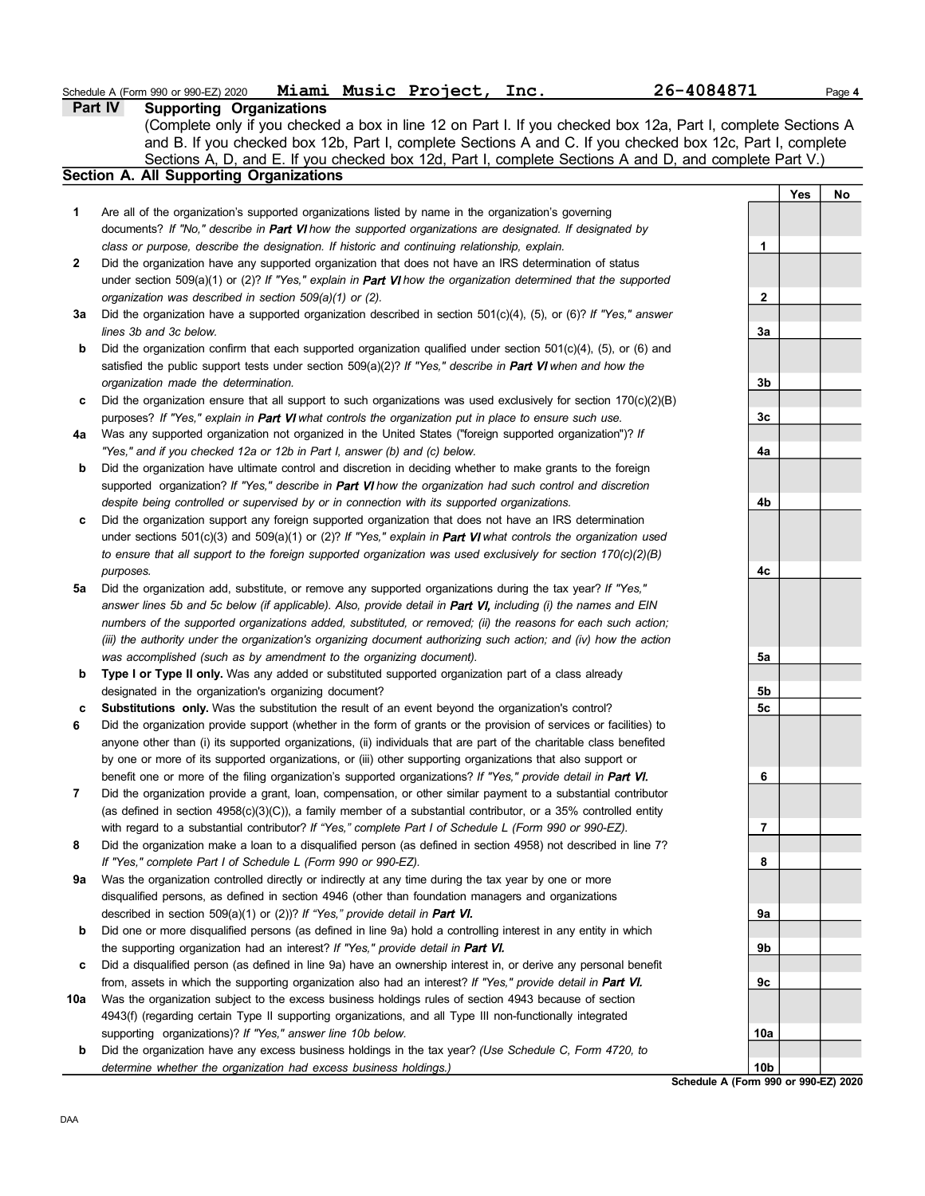Schedule A (Form 990 or 990-EZ) 2020 **Miami Music Project, Inc.** **26-4084871** Page **4**

## Part IV Supporting Organizations

(Complete only if you checked a box in line 12 on Part I. If you checked box 12a, Part I, complete Sections A and B. If you checked box 12b, Part I, complete Sections A and C. If you checked box 12c, Part I, complete Sections A, D, and E. If you checked box 12d, Part I, complete Sections A and D, and complete Part V.)

### Section A. All Supporting Organizations

| | | | Yes | No |
|---|---|---|---|---|
| **1** | Are all of the organization's supported organizations listed by name in the organization's governing documents? *If "No," describe in **Part VI** how the supported organizations are designated. If designated by class or purpose, describe the designation. If historic and continuing relationship, explain.* | 1 | | |
| **2** | Did the organization have any supported organization that does not have an IRS determination of status under section 509(a)(1) or (2)? *If "Yes," explain in **Part VI** how the organization determined that the supported organization was described in section 509(a)(1) or (2).* | 2 | | |
| **3a** | Did the organization have a supported organization described in section 501(c)(4), (5), or (6)? *If "Yes," answer lines 3b and 3c below.* | 3a | | |
| **b** | Did the organization confirm that each supported organization qualified under section 501(c)(4), (5), or (6) and satisfied the public support tests under section 509(a)(2)? *If "Yes," describe in **Part VI** when and how the organization made the determination.* | 3b | | |
| **c** | Did the organization ensure that all support to such organizations was used exclusively for section 170(c)(2)(B) purposes? *If "Yes," explain in **Part VI** what controls the organization put in place to ensure such use.* | 3c | | |
| **4a** | Was any supported organization not organized in the United States ("foreign supported organization")? *If "Yes," and if you checked 12a or 12b in Part I, answer (b) and (c) below.* | 4a | | |
| **b** | Did the organization have ultimate control and discretion in deciding whether to make grants to the foreign supported organization? *If "Yes," describe in **Part VI** how the organization had such control and discretion despite being controlled or supervised by or in connection with its supported organizations.* | 4b | | |
| **c** | Did the organization support any foreign supported organization that does not have an IRS determination under sections 501(c)(3) and 509(a)(1) or (2)? *If "Yes," explain in **Part VI** what controls the organization used to ensure that all support to the foreign supported organization was used exclusively for section 170(c)(2)(B) purposes.* | 4c | | |
| **5a** | Did the organization add, substitute, or remove any supported organizations during the tax year? *If "Yes," answer lines 5b and 5c below (if applicable). Also, provide detail in **Part VI,** including (i) the names and EIN numbers of the supported organizations added, substituted, or removed; (ii) the reasons for each such action; (iii) the authority under the organization's organizing document authorizing such action; and (iv) how the action was accomplished (such as by amendment to the organizing document).* | 5a | | |
| **b** | **Type I or Type II only.** Was any added or substituted supported organization part of a class already designated in the organization's organizing document? | 5b | | |
| **c** | **Substitutions only.** Was the substitution the result of an event beyond the organization's control? | 5c | | |
| **6** | Did the organization provide support (whether in the form of grants or the provision of services or facilities) to anyone other than (i) its supported organizations, (ii) individuals that are part of the charitable class benefited by one or more of its supported organizations, or (iii) other supporting organizations that also support or benefit one or more of the filing organization's supported organizations? *If "Yes," provide detail in **Part VI.*** | 6 | | |
| **7** | Did the organization provide a grant, loan, compensation, or other similar payment to a substantial contributor (as defined in section 4958(c)(3)(C)), a family member of a substantial contributor, or a 35% controlled entity with regard to a substantial contributor? *If "Yes," complete Part I of Schedule L (Form 990 or 990-EZ).* | 7 | | |
| **8** | Did the organization make a loan to a disqualified person (as defined in section 4958) not described in line 7? *If "Yes," complete Part I of Schedule L (Form 990 or 990-EZ).* | 8 | | |
| **9a** | Was the organization controlled directly or indirectly at any time during the tax year by one or more disqualified persons, as defined in section 4946 (other than foundation managers and organizations described in section 509(a)(1) or (2))? *If "Yes," provide detail in **Part VI.*** | 9a | | |
| **b** | Did one or more disqualified persons (as defined in line 9a) hold a controlling interest in any entity in which the supporting organization had an interest? *If "Yes," provide detail in **Part VI.*** | 9b | | |
| **c** | Did a disqualified person (as defined in line 9a) have an ownership interest in, or derive any personal benefit from, assets in which the supporting organization also had an interest? *If "Yes," provide detail in **Part VI.*** | 9c | | |
| **10a** | Was the organization subject to the excess business holdings rules of section 4943 because of section 4943(f) (regarding certain Type II supporting organizations, and all Type III non-functionally integrated supporting organizations)? *If "Yes," answer line 10b below.* | 10a | | |
| **b** | Did the organization have any excess business holdings in the tax year? *(Use Schedule C, Form 4720, to determine whether the organization had excess business holdings.)* | 10b | | |

**Schedule A (Form 990 or 990-EZ) 2020**

DAA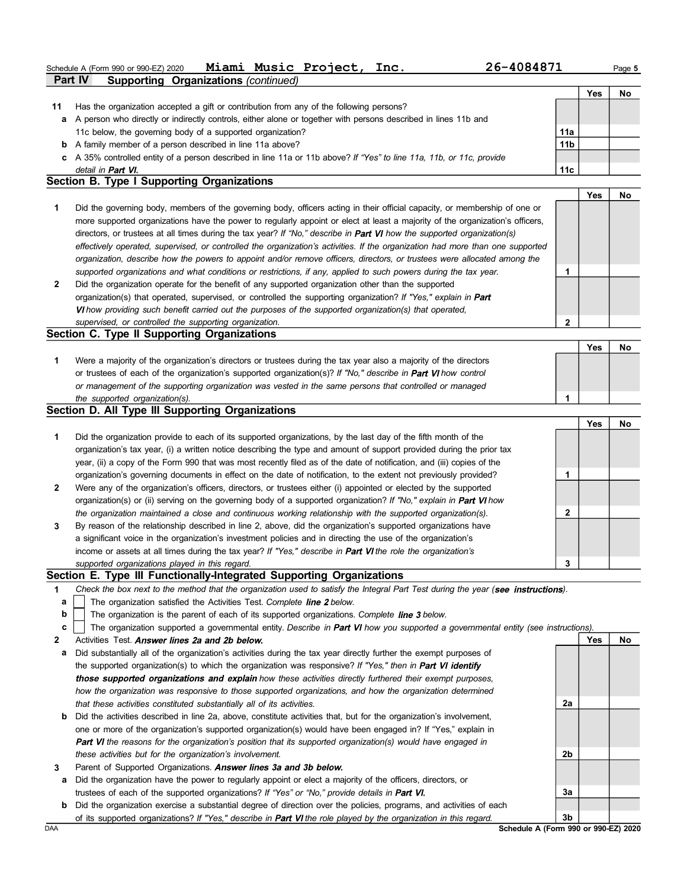Schedule A (Form 990 or 990-EZ) 2020 **Miami Music Project, Inc.** 26-4084871

**Part IV Supporting Organizations** *(continued)*

| | | | Yes | No |
|---|---|---|---|---|
| **11** | Has the organization accepted a gift or contribution from any of the following persons? | | | |
| **a** | A person who directly or indirectly controls, either alone or together with persons described in lines 11b and 11c below, the governing body of a supported organization? | **11a** | | |
| **b** | A family member of a person described in line 11a above? | **11b** | | |
| **c** | A 35% controlled entity of a person described in line 11a or 11b above? *If "Yes" to line 11a, 11b, or 11c, provide detail in **Part VI.*** | **11c** | | |

## Section B. Type I Supporting Organizations

| | | | Yes | No |
|---|---|---|---|---|
| **1** | Did the governing body, members of the governing body, officers acting in their official capacity, or membership of one or more supported organizations have the power to regularly appoint or elect at least a majority of the organization's officers, directors, or trustees at all times during the tax year? *If "No," describe in **Part VI** how the supported organization(s) effectively operated, supervised, or controlled the organization's activities. If the organization had more than one supported organization, describe how the powers to appoint and/or remove officers, directors, or trustees were allocated among the supported organizations and what conditions or restrictions, if any, applied to such powers during the tax year.* | **1** | | |
| **2** | Did the organization operate for the benefit of any supported organization other than the supported organization(s) that operated, supervised, or controlled the supporting organization? *If "Yes," explain in **Part VI** how providing such benefit carried out the purposes of the supported organization(s) that operated, supervised, or controlled the supporting organization.* | **2** | | |

## Section C. Type II Supporting Organizations

| | | | Yes | No |
|---|---|---|---|---|
| **1** | Were a majority of the organization's directors or trustees during the tax year also a majority of the directors or trustees of each of the organization's supported organization(s)? *If "No," describe in **Part VI** how control or management of the supporting organization was vested in the same persons that controlled or managed the supported organization(s).* | **1** | | |

## Section D. All Type III Supporting Organizations

| | | | Yes | No |
|---|---|---|---|---|
| **1** | Did the organization provide to each of its supported organizations, by the last day of the fifth month of the organization's tax year, (i) a written notice describing the type and amount of support provided during the prior tax year, (ii) a copy of the Form 990 that was most recently filed as of the date of notification, and (iii) copies of the organization's governing documents in effect on the date of notification, to the extent not previously provided? | **1** | | |
| **2** | Were any of the organization's officers, directors, or trustees either (i) appointed or elected by the supported organization(s) or (ii) serving on the governing body of a supported organization? *If "No," explain in **Part VI** how the organization maintained a close and continuous working relationship with the supported organization(s).* | **2** | | |
| **3** | By reason of the relationship described in line 2, above, did the organization's supported organizations have a significant voice in the organization's investment policies and in directing the use of the organization's income or assets at all times during the tax year? *If "Yes," describe in **Part VI** the role the organization's supported organizations played in this regard.* | **3** | | |

## Section E. Type III Functionally-Integrated Supporting Organizations

**1** *Check the box next to the method that the organization used to satisfy the Integral Part Test during the year (**see instructions**).*

- **a** ☐ The organization satisfied the Activities Test. *Complete **line 2** below.*
- **b** ☐ The organization is the parent of each of its supported organizations. *Complete **line 3** below.*
- **c** ☐ The organization supported a governmental entity. *Describe in **Part VI** how you supported a governmental entity (see instructions).*

| | | | Yes | No |
|---|---|---|---|---|
| **2** | Activities Test. ***Answer lines 2a and 2b below.*** | | | |
| **a** | Did substantially all of the organization's activities during the tax year directly further the exempt purposes of the supported organization(s) to which the organization was responsive? *If "Yes," then in **Part VI identify those supported organizations and explain** how these activities directly furthered their exempt purposes, how the organization was responsive to those supported organizations, and how the organization determined that these activities constituted substantially all of its activities.* | **2a** | | |
| **b** | Did the activities described in line 2a, above, constitute activities that, but for the organization's involvement, one or more of the organization's supported organization(s) would have been engaged in? If "Yes," explain in ***Part VI** the reasons for the organization's position that its supported organization(s) would have engaged in these activities but for the organization's involvement.* | **2b** | | |
| **3** | Parent of Supported Organizations. ***Answer lines 3a and 3b below.*** | | | |
| **a** | Did the organization have the power to regularly appoint or elect a majority of the officers, directors, or trustees of each of the supported organizations? *If "Yes" or "No," provide details in **Part VI.*** | **3a** | | |
| **b** | Did the organization exercise a substantial degree of direction over the policies, programs, and activities of each of its supported organizations? *If "Yes," describe in **Part VI** the role played by the organization in this regard.* | **3b** | | |

DAA **Schedule A (Form 990 or 990-EZ) 2020**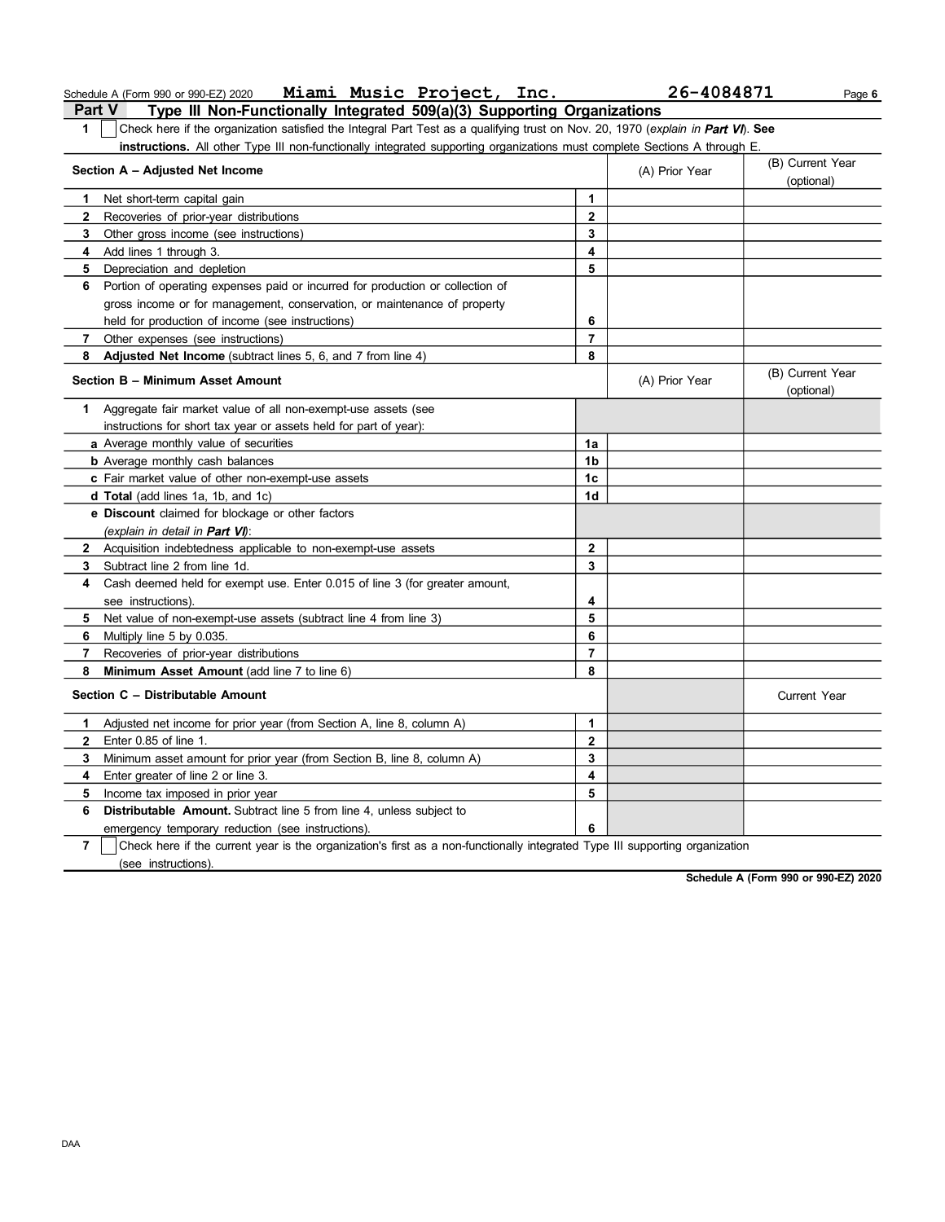Schedule A (Form 990 or 990-EZ) 2020 **Miami Music Project, Inc.** **26-4084871**

## Part V Type III Non-Functionally Integrated 509(a)(3) Supporting Organizations

**1** ☐ Check here if the organization satisfied the Integral Part Test as a qualifying trust on Nov. 20, 1970 (*explain in **Part VI***). **See instructions.** All other Type III non-functionally integrated supporting organizations must complete Sections A through E.

| **Section A – Adjusted Net Income** | | (A) Prior Year | (B) Current Year (optional) |
|---|---|---|---|
| **1** Net short-term capital gain | 1 | | |
| **2** Recoveries of prior-year distributions | 2 | | |
| **3** Other gross income (see instructions) | 3 | | |
| **4** Add lines 1 through 3. | 4 | | |
| **5** Depreciation and depletion | 5 | | |
| **6** Portion of operating expenses paid or incurred for production or collection of gross income or for management, conservation, or maintenance of property held for production of income (see instructions) | 6 | | |
| **7** Other expenses (see instructions) | 7 | | |
| **8** **Adjusted Net Income** (subtract lines 5, 6, and 7 from line 4) | 8 | | |

| **Section B – Minimum Asset Amount** | | (A) Prior Year | (B) Current Year (optional) |
|---|---|---|---|
| **1** Aggregate fair market value of all non-exempt-use assets (see instructions for short tax year or assets held for part of year): | | | |
| **a** Average monthly value of securities | 1a | | |
| **b** Average monthly cash balances | 1b | | |
| **c** Fair market value of other non-exempt-use assets | 1c | | |
| **d** **Total** (add lines 1a, 1b, and 1c) | 1d | | |
| **e** **Discount** claimed for blockage or other factors (*explain in detail in **Part VI***): | | | |
| **2** Acquisition indebtedness applicable to non-exempt-use assets | 2 | | |
| **3** Subtract line 2 from line 1d. | 3 | | |
| **4** Cash deemed held for exempt use. Enter 0.015 of line 3 (for greater amount, see instructions). | 4 | | |
| **5** Net value of non-exempt-use assets (subtract line 4 from line 3) | 5 | | |
| **6** Multiply line 5 by 0.035. | 6 | | |
| **7** Recoveries of prior-year distributions | 7 | | |
| **8** **Minimum Asset Amount** (add line 7 to line 6) | 8 | | |

| **Section C – Distributable Amount** | | | Current Year |
|---|---|---|---|
| **1** Adjusted net income for prior year (from Section A, line 8, column A) | 1 | | |
| **2** Enter 0.85 of line 1. | 2 | | |
| **3** Minimum asset amount for prior year (from Section B, line 8, column A) | 3 | | |
| **4** Enter greater of line 2 or line 3. | 4 | | |
| **5** Income tax imposed in prior year | 5 | | |
| **6** **Distributable Amount.** Subtract line 5 from line 4, unless subject to emergency temporary reduction (see instructions). | 6 | | |

**7** ☐ Check here if the current year is the organization's first as a non-functionally integrated Type III supporting organization (see instructions).

**Schedule A (Form 990 or 990-EZ) 2020**

DAA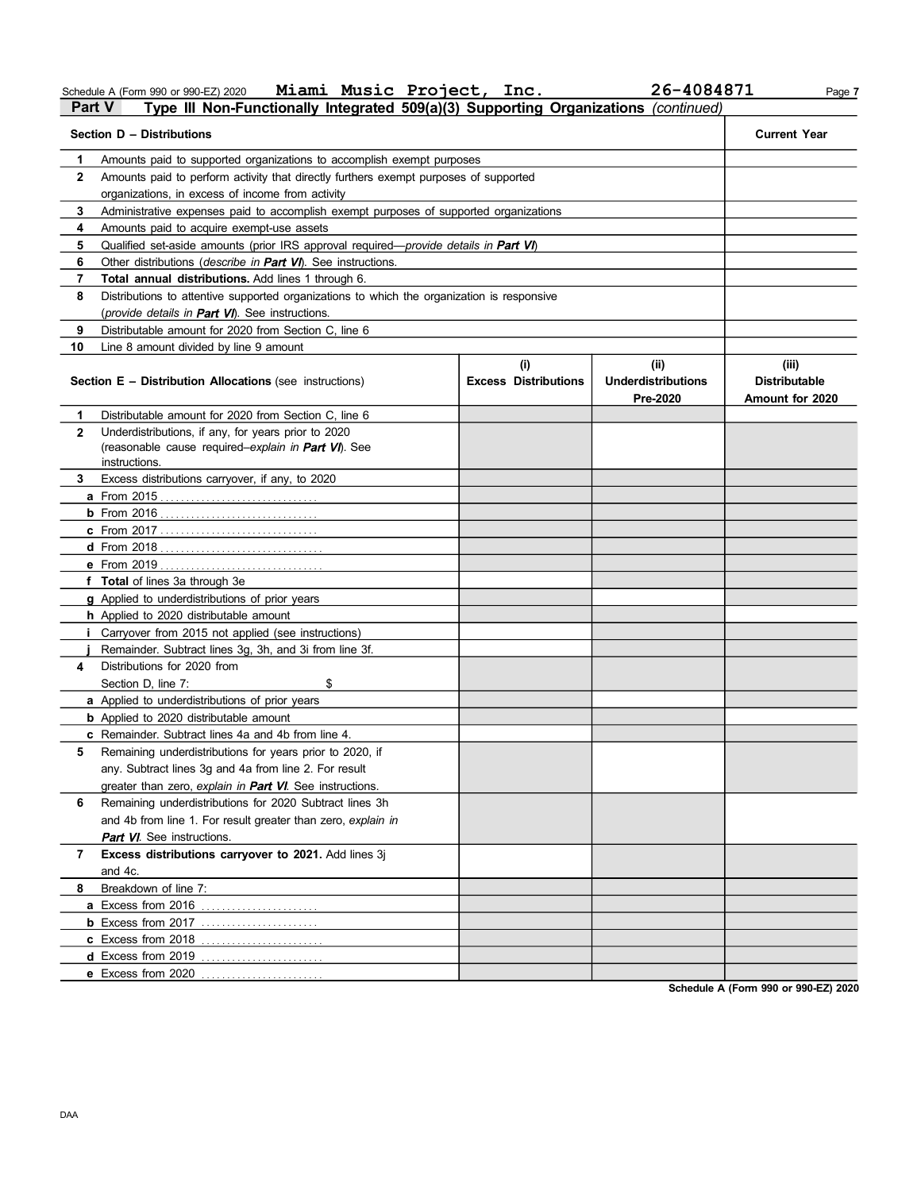Schedule A (Form 990 or 990-EZ) 2020 **Miami Music Project, Inc.** **26-4084871**

## Part V Type III Non-Functionally Integrated 509(a)(3) Supporting Organizations *(continued)*

| | **Section D – Distributions** | **Current Year** |
|---|---|---|
| **1** | Amounts paid to supported organizations to accomplish exempt purposes | |
| **2** | Amounts paid to perform activity that directly furthers exempt purposes of supported organizations, in excess of income from activity | |
| **3** | Administrative expenses paid to accomplish exempt purposes of supported organizations | |
| **4** | Amounts paid to acquire exempt-use assets | |
| **5** | Qualified set-aside amounts (prior IRS approval required—*provide details in **Part VI***) | |
| **6** | Other distributions (*describe in **Part VI***). See instructions. | |
| **7** | **Total annual distributions.** Add lines 1 through 6. | |
| **8** | Distributions to attentive supported organizations to which the organization is responsive (*provide details in **Part VI***). See instructions. | |
| **9** | Distributable amount for 2020 from Section C, line 6 | |
| **10** | Line 8 amount divided by line 9 amount | |

| | **Section E – Distribution Allocations** (see instructions) | **(i) Excess Distributions** | **(ii) Underdistributions Pre-2020** | **(iii) Distributable Amount for 2020** |
|---|---|---|---|---|
| **1** | Distributable amount for 2020 from Section C, line 6 | | | |
| **2** | Underdistributions, if any, for years prior to 2020 (reasonable cause required–*explain in **Part VI***). See instructions. | | | |
| **3** | Excess distributions carryover, if any, to 2020 | | | |
| **a** | From 2015 | | | |
| **b** | From 2016 | | | |
| **c** | From 2017 | | | |
| **d** | From 2018 | | | |
| **e** | From 2019 | | | |
| **f** | **Total** of lines 3a through 3e | | | |
| **g** | Applied to underdistributions of prior years | | | |
| **h** | Applied to 2020 distributable amount | | | |
| **i** | Carryover from 2015 not applied (see instructions) | | | |
| **j** | Remainder. Subtract lines 3g, 3h, and 3i from line 3f. | | | |
| **4** | Distributions for 2020 from Section D, line 7: $ | | | |
| **a** | Applied to underdistributions of prior years | | | |
| **b** | Applied to 2020 distributable amount | | | |
| **c** | Remainder. Subtract lines 4a and 4b from line 4. | | | |
| **5** | Remaining underdistributions for years prior to 2020, if any. Subtract lines 3g and 4a from line 2. For result greater than zero, *explain in **Part VI***. See instructions. | | | |
| **6** | Remaining underdistributions for 2020 Subtract lines 3h and 4b from line 1. For result greater than zero, *explain in **Part VI***. See instructions. | | | |
| **7** | **Excess distributions carryover to 2021.** Add lines 3j and 4c. | | | |
| **8** | Breakdown of line 7: | | | |
| **a** | Excess from 2016 | | | |
| **b** | Excess from 2017 | | | |
| **c** | Excess from 2018 | | | |
| **d** | Excess from 2019 | | | |
| **e** | Excess from 2020 | | | |

**Schedule A (Form 990 or 990-EZ) 2020**

DAA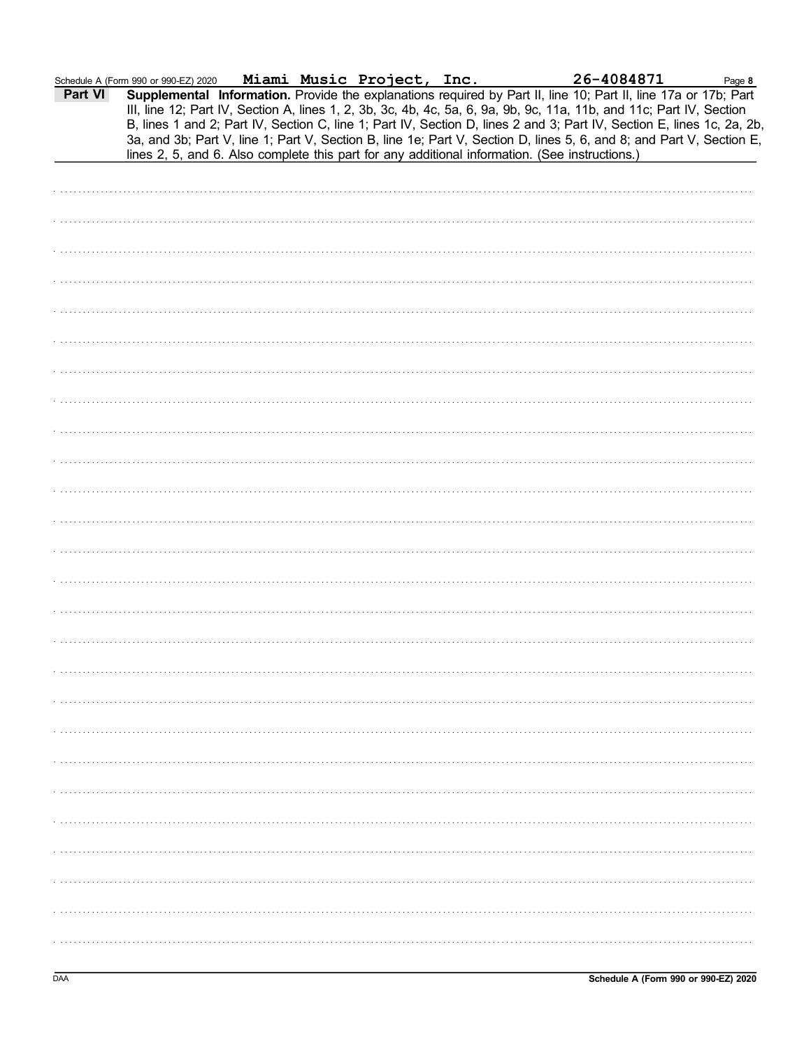Schedule A (Form 990 or 990-EZ) 2020 **Miami Music Project, Inc.** **26-4084871**

**Part VI** **Supplemental Information.** Provide the explanations required by Part II, line 10; Part II, line 17a or 17b; Part III, line 12; Part IV, Section A, lines 1, 2, 3b, 3c, 4b, 4c, 5a, 6, 9a, 9b, 9c, 11a, 11b, and 11c; Part IV, Section B, lines 1 and 2; Part IV, Section C, line 1; Part IV, Section D, lines 2 and 3; Part IV, Section E, lines 1c, 2a, 2b, 3a, and 3b; Part V, line 1; Part V, Section B, line 1e; Part V, Section D, lines 5, 6, and 8; and Part V, Section E, lines 2, 5, and 6. Also complete this part for any additional information. (See instructions.)

DAA **Schedule A (Form 990 or 990-EZ) 2020**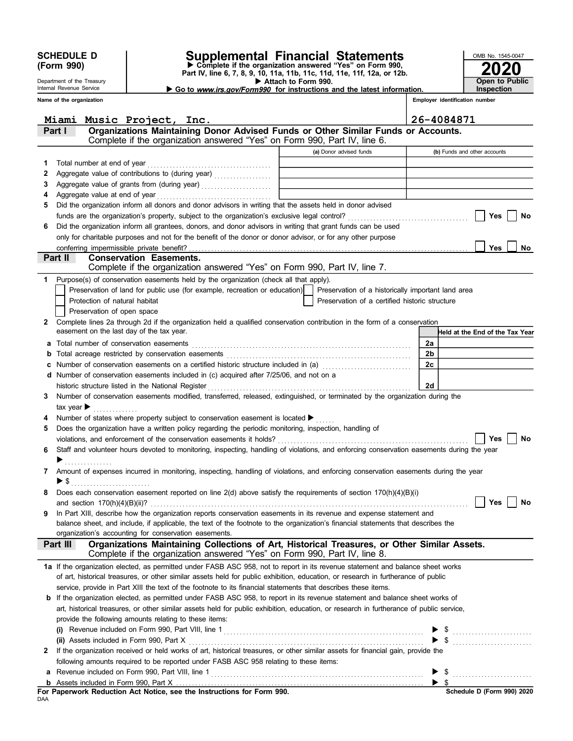**SCHEDULE D (Form 990)**

Department of the Treasury
Internal Revenue Service

# Supplemental Financial Statements

▶ Complete if the organization answered "Yes" on Form 990, Part IV, line 6, 7, 8, 9, 10, 11a, 11b, 11c, 11d, 11e, 11f, 12a, or 12b.
▶ Attach to Form 990.
▶ Go to *www.irs.gov/Form990* for instructions and the latest information.

OMB No. 1545-0047

**2020**

**Open to Public Inspection**

| Name of the organization | Employer identification number |
|---|---|
| Miami Music Project, Inc. | 26-4084871 |

## Part I Organizations Maintaining Donor Advised Funds or Other Similar Funds or Accounts.
Complete if the organization answered "Yes" on Form 990, Part IV, line 6.

| | | (a) Donor advised funds | (b) Funds and other accounts |
|---|---|---|---|
| 1 | Total number at end of year | | |
| 2 | Aggregate value of contributions to (during year) | | |
| 3 | Aggregate value of grants from (during year) | | |
| 4 | Aggregate value at end of year | | |

5 Did the organization inform all donors and donor advisors in writing that the assets held in donor advised funds are the organization's property, subject to the organization's exclusive legal control? ☐ Yes ☐ No

6 Did the organization inform all grantees, donors, and donor advisors in writing that grant funds can be used only for charitable purposes and not for the benefit of the donor or donor advisor, or for any other purpose conferring impermissible private benefit? ☐ Yes ☐ No

## Part II Conservation Easements.
Complete if the organization answered "Yes" on Form 990, Part IV, line 7.

1 Purpose(s) of conservation easements held by the organization (check all that apply).
- ☐ Preservation of land for public use (for example, recreation or education)
- ☐ Preservation of a historically important land area
- ☐ Protection of natural habitat
- ☐ Preservation of a certified historic structure
- ☐ Preservation of open space

2 Complete lines 2a through 2d if the organization held a qualified conservation contribution in the form of a conservation easement on the last day of the tax year.

| | | | Held at the End of the Tax Year |
|---|---|---|---|
| a | Total number of conservation easements | 2a | |
| b | Total acreage restricted by conservation easements | 2b | |
| c | Number of conservation easements on a certified historic structure included in (a) | 2c | |
| d | Number of conservation easements included in (c) acquired after 7/25/06, and not on a historic structure listed in the National Register | 2d | |

3 Number of conservation easements modified, transferred, released, extinguished, or terminated by the organization during the tax year ▶

4 Number of states where property subject to conservation easement is located ▶

5 Does the organization have a written policy regarding the periodic monitoring, inspection, handling of violations, and enforcement of the conservation easements it holds? ☐ Yes ☐ No

6 Staff and volunteer hours devoted to monitoring, inspecting, handling of violations, and enforcing conservation easements during the year ▶

7 Amount of expenses incurred in monitoring, inspecting, handling of violations, and enforcing conservation easements during the year ▶ $

8 Does each conservation easement reported on line 2(d) above satisfy the requirements of section 170(h)(4)(B)(i) and section 170(h)(4)(B)(ii)? ☐ Yes ☐ No

9 In Part XIII, describe how the organization reports conservation easements in its revenue and expense statement and balance sheet, and include, if applicable, the text of the footnote to the organization's financial statements that describes the organization's accounting for conservation easements.

## Part III Organizations Maintaining Collections of Art, Historical Treasures, or Other Similar Assets.
Complete if the organization answered "Yes" on Form 990, Part IV, line 8.

1a If the organization elected, as permitted under FASB ASC 958, not to report in its revenue statement and balance sheet works of art, historical treasures, or other similar assets held for public exhibition, education, or research in furtherance of public service, provide in Part XIII the text of the footnote to its financial statements that describes these items.

b If the organization elected, as permitted under FASB ASC 958, to report in its revenue statement and balance sheet works of art, historical treasures, or other similar assets held for public exhibition, education, or research in furtherance of public service, provide the following amounts relating to these items:

(i) Revenue included on Form 990, Part VIII, line 1 ▶ $

(ii) Assets included in Form 990, Part X ▶ $

2 If the organization received or held works of art, historical treasures, or other similar assets for financial gain, provide the following amounts required to be reported under FASB ASC 958 relating to these items:

a Revenue included on Form 990, Part VIII, line 1 ▶ $

b Assets included in Form 990, Part X ▶ $

**For Paperwork Reduction Act Notice, see the Instructions for Form 990.**

DAA

**Schedule D (Form 990) 2020**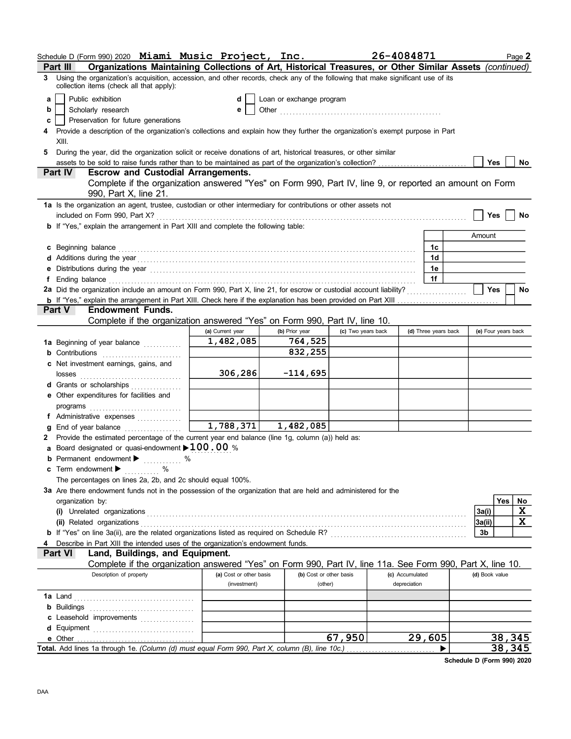Schedule D (Form 990) 2020 **Miami Music Project, Inc.** **26-4084871** Page **2**

## Part III Organizations Maintaining Collections of Art, Historical Treasures, or Other Similar Assets *(continued)*

**3** Using the organization's acquisition, accession, and other records, check any of the following that make significant use of its collection items (check all that apply):

- **a** ☐ Public exhibition
- **b** ☐ Scholarly research
- **c** ☐ Preservation for future generations
- **d** ☐ Loan or exchange program
- **e** ☐ Other ..................................................

**4** Provide a description of the organization's collections and explain how they further the organization's exempt purpose in Part XIII.

**5** During the year, did the organization solicit or receive donations of art, historical treasures, or other similar assets to be sold to raise funds rather than to be maintained as part of the organization's collection? ☐ Yes ☐ No

## Part IV Escrow and Custodial Arrangements.

Complete if the organization answered "Yes" on Form 990, Part IV, line 9, or reported an amount on Form 990, Part X, line 21.

**1a** Is the organization an agent, trustee, custodian or other intermediary for contributions or other assets not included on Form 990, Part X? ☐ Yes ☐ No

**b** If "Yes," explain the arrangement in Part XIII and complete the following table:

| | | Amount |
|---|---|---|
| **c** Beginning balance | 1c | |
| **d** Additions during the year | 1d | |
| **e** Distributions during the year | 1e | |
| **f** Ending balance | 1f | |

**2a** Did the organization include an amount on Form 990, Part X, line 21, for escrow or custodial account liability? ☐ Yes ☐ No

**b** If "Yes," explain the arrangement in Part XIII. Check here if the explanation has been provided on Part XIII ☐

## Part V Endowment Funds.

Complete if the organization answered "Yes" on Form 990, Part IV, line 10.

| | (a) Current year | (b) Prior year | (c) Two years back | (d) Three years back | (e) Four years back |
|---|---|---|---|---|---|
| **1a** Beginning of year balance | 1,482,085 | 764,525 | | | |
| **b** Contributions | | 832,255 | | | |
| **c** Net investment earnings, gains, and losses | 306,286 | -114,695 | | | |
| **d** Grants or scholarships | | | | | |
| **e** Other expenditures for facilities and programs | | | | | |
| **f** Administrative expenses | | | | | |
| **g** End of year balance | 1,788,371 | 1,482,085 | | | |

**2** Provide the estimated percentage of the current year end balance (line 1g, column (a)) held as:

- **a** Board designated or quasi-endowment ▶ **100.00** %
- **b** Permanent endowment ▶ ........... %
- **c** Term endowment ▶ ........... %

The percentages on lines 2a, 2b, and 2c should equal 100%.

**3a** Are there endowment funds not in the possession of the organization that are held and administered for the organization by:

| | | Yes | No |
|---|---|---|---|
| **(i)** Unrelated organizations | 3a(i) | | X |
| **(ii)** Related organizations | 3a(ii) | | X |
| **b** If "Yes" on line 3a(ii), are the related organizations listed as required on Schedule R? | 3b | | |

**4** Describe in Part XIII the intended uses of the organization's endowment funds.

## Part VI Land, Buildings, and Equipment.

Complete if the organization answered "Yes" on Form 990, Part IV, line 11a. See Form 990, Part X, line 10.

| Description of property | (a) Cost or other basis (investment) | (b) Cost or other basis (other) | (c) Accumulated depreciation | (d) Book value |
|---|---|---|---|---|
| **1a** Land | | | | |
| **b** Buildings | | | | |
| **c** Leasehold improvements | | | | |
| **d** Equipment | | | | |
| **e** Other | | 67,950 | 29,605 | 38,345 |
| **Total.** Add lines 1a through 1e. *(Column (d) must equal Form 990, Part X, column (B), line 10c.)* ▶ | | | | 38,345 |

**Schedule D (Form 990) 2020**

DAA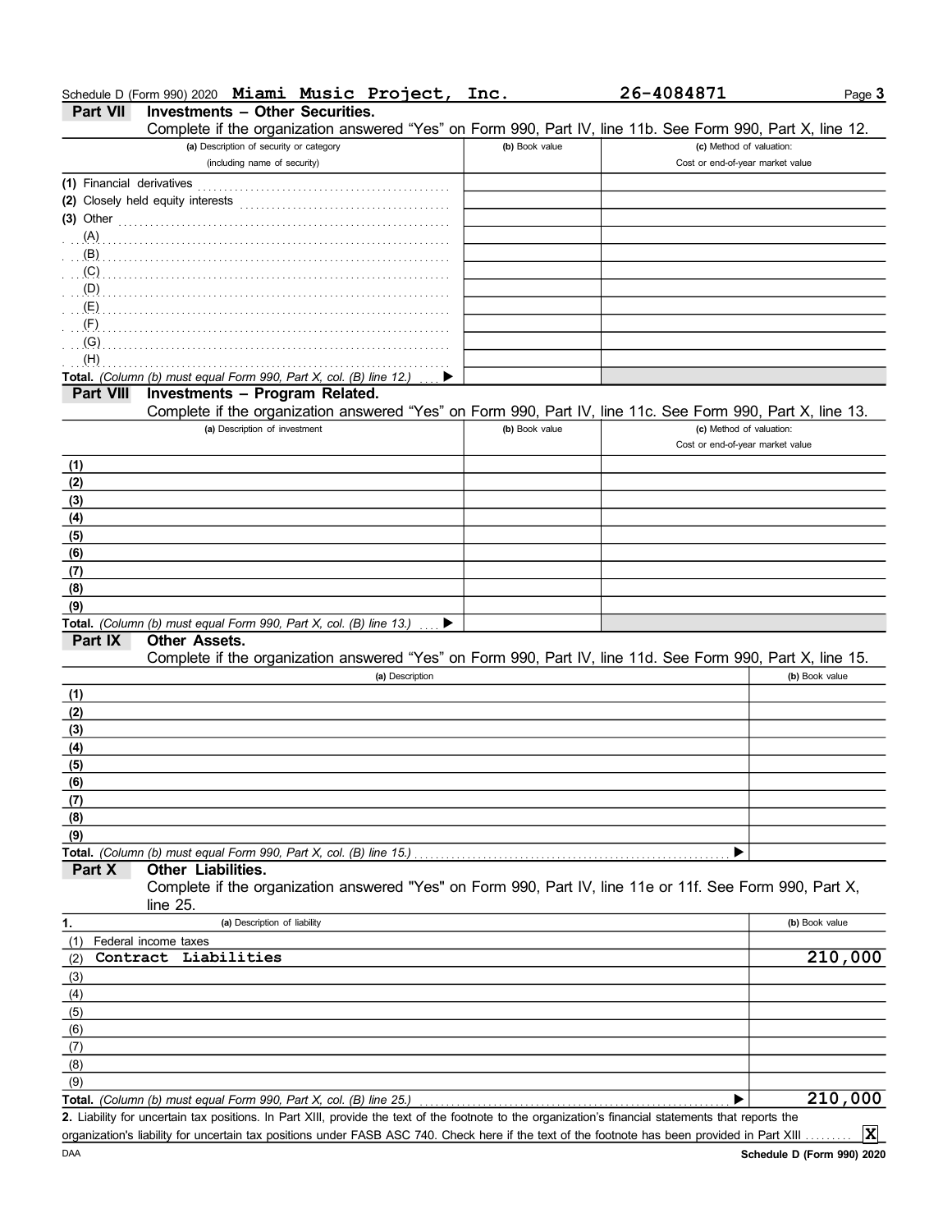Schedule D (Form 990) 2020 **Miami Music Project, Inc.** **26-4084871**

## Part VII Investments – Other Securities.

Complete if the organization answered "Yes" on Form 990, Part IV, line 11b. See Form 990, Part X, line 12.

| (a) Description of security or category (including name of security) | (b) Book value | (c) Method of valuation: Cost or end-of-year market value |
|---|---|---|
| (1) Financial derivatives | | |
| (2) Closely held equity interests | | |
| (3) Other | | |
| (A) | | |
| (B) | | |
| (C) | | |
| (D) | | |
| (E) | | |
| (F) | | |
| (G) | | |
| (H) | | |
| **Total.** *(Column (b) must equal Form 990, Part X, col. (B) line 12.)* ▶ | | |

## Part VIII Investments – Program Related.

Complete if the organization answered "Yes" on Form 990, Part IV, line 11c. See Form 990, Part X, line 13.

| (a) Description of investment | (b) Book value | (c) Method of valuation: Cost or end-of-year market value |
|---|---|---|
| (1) | | |
| (2) | | |
| (3) | | |
| (4) | | |
| (5) | | |
| (6) | | |
| (7) | | |
| (8) | | |
| (9) | | |
| **Total.** *(Column (b) must equal Form 990, Part X, col. (B) line 13.)* ▶ | | |

## Part IX Other Assets.

Complete if the organization answered "Yes" on Form 990, Part IV, line 11d. See Form 990, Part X, line 15.

| (a) Description | (b) Book value |
|---|---|
| (1) | |
| (2) | |
| (3) | |
| (4) | |
| (5) | |
| (6) | |
| (7) | |
| (8) | |
| (9) | |
| **Total.** *(Column (b) must equal Form 990, Part X, col. (B) line 15.)* ▶ | |

## Part X Other Liabilities.

Complete if the organization answered "Yes" on Form 990, Part IV, line 11e or 11f. See Form 990, Part X, line 25.

| 1. (a) Description of liability | (b) Book value |
|---|---|
| (1) Federal income taxes | |
| (2) Contract Liabilities | 210,000 |
| (3) | |
| (4) | |
| (5) | |
| (6) | |
| (7) | |
| (8) | |
| (9) | |
| **Total.** *(Column (b) must equal Form 990, Part X, col. (B) line 25.)* ▶ | 210,000 |

**2.** Liability for uncertain tax positions. In Part XIII, provide the text of the footnote to the organization's financial statements that reports the organization's liability for uncertain tax positions under FASB ASC 740. Check here if the text of the footnote has been provided in Part XIII ☒

DAA **Schedule D (Form 990) 2020**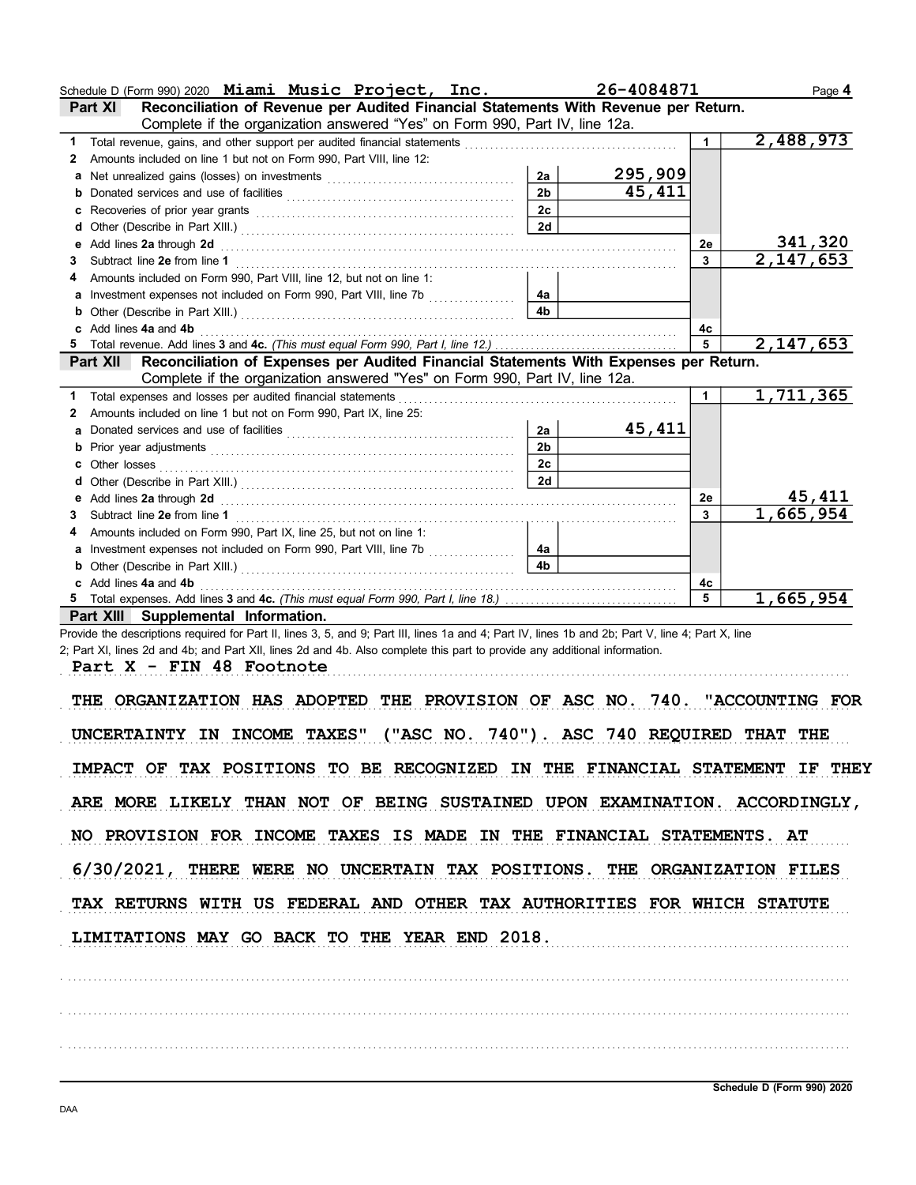Schedule D (Form 990) 2020 **Miami Music Project, Inc.** 26-4084871

## Part XI Reconciliation of Revenue per Audited Financial Statements With Revenue per Return.

Complete if the organization answered "Yes" on Form 990, Part IV, line 12a.

| | | | | |
|---|---|---|---|---|
| **1** Total revenue, gains, and other support per audited financial statements | | | 1 | 2,488,973 |
| **2** Amounts included on line 1 but not on Form 990, Part VIII, line 12: | | | | |
| **a** Net unrealized gains (losses) on investments | 2a | 295,909 | | |
| **b** Donated services and use of facilities | 2b | 45,411 | | |
| **c** Recoveries of prior year grants | 2c | | | |
| **d** Other (Describe in Part XIII.) | 2d | | | |
| **e** Add lines **2a** through **2d** | | | 2e | 341,320 |
| **3** Subtract line **2e** from line **1** | | | 3 | 2,147,653 |
| **4** Amounts included on Form 990, Part VIII, line 12, but not on line 1: | | | | |
| **a** Investment expenses not included on Form 990, Part VIII, line 7b | 4a | | | |
| **b** Other (Describe in Part XIII.) | 4b | | | |
| **c** Add lines **4a** and **4b** | | | 4c | |
| **5** Total revenue. Add lines **3** and **4c.** *(This must equal Form 990, Part I, line 12.)* | | | 5 | 2,147,653 |

## Part XII Reconciliation of Expenses per Audited Financial Statements With Expenses per Return.

Complete if the organization answered "Yes" on Form 990, Part IV, line 12a.

| | | | | |
|---|---|---|---|---|
| **1** Total expenses and losses per audited financial statements | | | 1 | 1,711,365 |
| **2** Amounts included on line 1 but not on Form 990, Part IX, line 25: | | | | |
| **a** Donated services and use of facilities | 2a | 45,411 | | |
| **b** Prior year adjustments | 2b | | | |
| **c** Other losses | 2c | | | |
| **d** Other (Describe in Part XIII.) | 2d | | | |
| **e** Add lines **2a** through **2d** | | | 2e | 45,411 |
| **3** Subtract line **2e** from line **1** | | | 3 | 1,665,954 |
| **4** Amounts included on Form 990, Part IX, line 25, but not on line 1: | | | | |
| **a** Investment expenses not included on Form 990, Part VIII, line 7b | 4a | | | |
| **b** Other (Describe in Part XIII.) | 4b | | | |
| **c** Add lines **4a** and **4b** | | | 4c | |
| **5** Total expenses. Add lines **3** and **4c.** *(This must equal Form 990, Part I, line 18.)* | | | 5 | 1,665,954 |

## Part XIII Supplemental Information.

Provide the descriptions required for Part II, lines 3, 5, and 9; Part III, lines 1a and 4; Part IV, lines 1b and 2b; Part V, line 4; Part X, line 2; Part XI, lines 2d and 4b; and Part XII, lines 2d and 4b. Also complete this part to provide any additional information.

Part X - FIN 48 Footnote

THE ORGANIZATION HAS ADOPTED THE PROVISION OF ASC NO. 740. "ACCOUNTING FOR UNCERTAINTY IN INCOME TAXES" ("ASC NO. 740"). ASC 740 REQUIRED THAT THE IMPACT OF TAX POSITIONS TO BE RECOGNIZED IN THE FINANCIAL STATEMENT IF THEY ARE MORE LIKELY THAN NOT OF BEING SUSTAINED UPON EXAMINATION. ACCORDINGLY, NO PROVISION FOR INCOME TAXES IS MADE IN THE FINANCIAL STATEMENTS. AT 6/30/2021, THERE WERE NO UNCERTAIN TAX POSITIONS. THE ORGANIZATION FILES TAX RETURNS WITH US FEDERAL AND OTHER TAX AUTHORITIES FOR WHICH STATUTE LIMITATIONS MAY GO BACK TO THE YEAR END 2018.

**Schedule D (Form 990) 2020**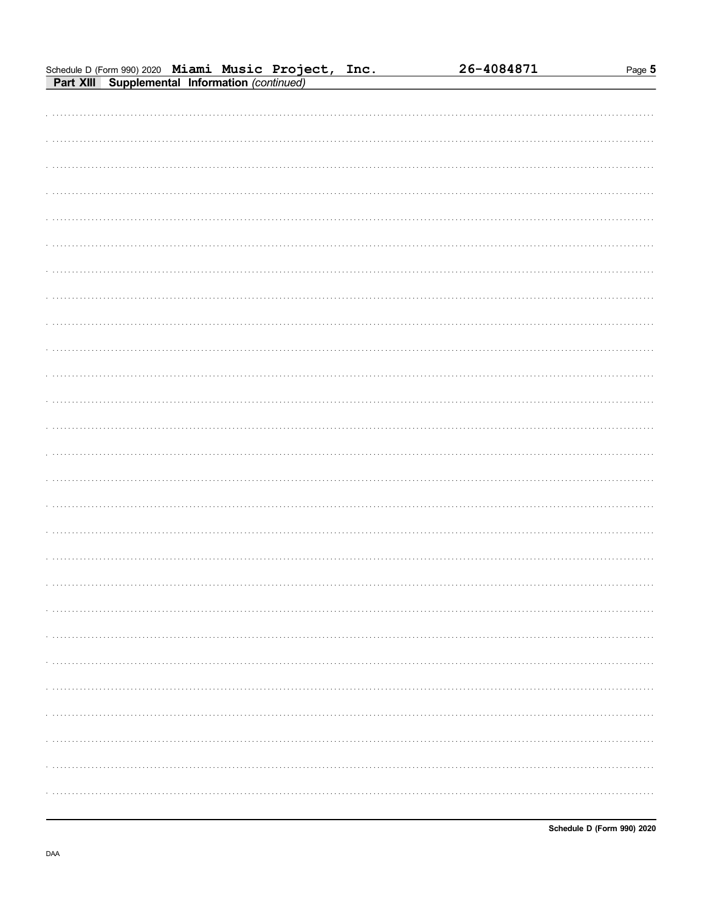Schedule D (Form 990) 2020 **Miami Music Project, Inc.** **26-4084871**

**Part XIII Supplemental Information** *(continued)*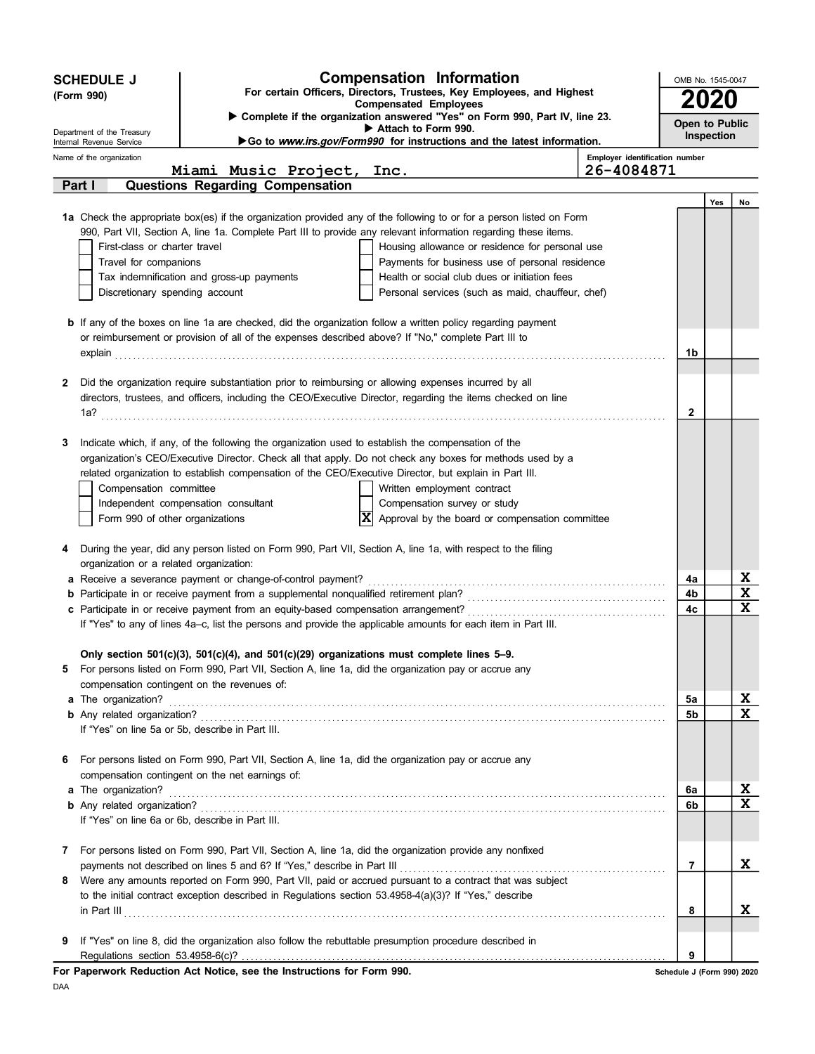**SCHEDULE J**
**(Form 990)**

Department of the Treasury
Internal Revenue Service

# Compensation Information

**For certain Officers, Directors, Trustees, Key Employees, and Highest Compensated Employees**

▶ Complete if the organization answered "Yes" on Form 990, Part IV, line 23.
▶ Attach to Form 990.
▶ Go to *www.irs.gov/Form990* for instructions and the latest information.

OMB No. 1545-0047
**2020**
**Open to Public Inspection**

Name of the organization: **Miami Music Project, Inc.**
Employer identification number: **26-4084871**

## Part I — Questions Regarding Compensation

| | | | Yes | No |
|---|---|---|---|---|
| **1a** | Check the appropriate box(es) if the organization provided any of the following to or for a person listed on Form 990, Part VII, Section A, line 1a. Complete Part III to provide any relevant information regarding these items.<br>☐ First-class or charter travel ☐ Housing allowance or residence for personal use<br>☐ Travel for companions ☐ Payments for business use of personal residence<br>☐ Tax indemnification and gross-up payments ☐ Health or social club dues or initiation fees<br>☐ Discretionary spending account ☐ Personal services (such as maid, chauffeur, chef) | | | |
| **b** | If any of the boxes on line 1a are checked, did the organization follow a written policy regarding payment or reimbursement or provision of all of the expenses described above? If "No," complete Part III to explain | 1b | | |
| **2** | Did the organization require substantiation prior to reimbursing or allowing expenses incurred by all directors, trustees, and officers, including the CEO/Executive Director, regarding the items checked on line 1a? | 2 | | |
| **3** | Indicate which, if any, of the following the organization used to establish the compensation of the organization's CEO/Executive Director. Check all that apply. Do not check any boxes for methods used by a related organization to establish compensation of the CEO/Executive Director, but explain in Part III.<br>☐ Compensation committee ☐ Written employment contract<br>☐ Independent compensation consultant ☐ Compensation survey or study<br>☐ Form 990 of other organizations ☒ Approval by the board or compensation committee | | | |
| **4** | During the year, did any person listed on Form 990, Part VII, Section A, line 1a, with respect to the filing organization or a related organization: | | | |
| **a** | Receive a severance payment or change-of-control payment? | 4a | | X |
| **b** | Participate in or receive payment from a supplemental nonqualified retirement plan? | 4b | | X |
| **c** | Participate in or receive payment from an equity-based compensation arrangement?<br>If "Yes" to any of lines 4a–c, list the persons and provide the applicable amounts for each item in Part III. | 4c | | X |
| | **Only section 501(c)(3), 501(c)(4), and 501(c)(29) organizations must complete lines 5–9.** | | | |
| **5** | For persons listed on Form 990, Part VII, Section A, line 1a, did the organization pay or accrue any compensation contingent on the revenues of: | | | |
| **a** | The organization? | 5a | | X |
| **b** | Any related organization?<br>If "Yes" on line 5a or 5b, describe in Part III. | 5b | | X |
| **6** | For persons listed on Form 990, Part VII, Section A, line 1a, did the organization pay or accrue any compensation contingent on the net earnings of: | | | |
| **a** | The organization? | 6a | | X |
| **b** | Any related organization?<br>If "Yes" on line 6a or 6b, describe in Part III. | 6b | | X |
| **7** | For persons listed on Form 990, Part VII, Section A, line 1a, did the organization provide any nonfixed payments not described on lines 5 and 6? If "Yes," describe in Part III | 7 | | X |
| **8** | Were any amounts reported on Form 990, Part VII, paid or accrued pursuant to a contract that was subject to the initial contract exception described in Regulations section 53.4958-4(a)(3)? If "Yes," describe in Part III | 8 | | X |
| **9** | If "Yes" on line 8, did the organization also follow the rebuttable presumption procedure described in Regulations section 53.4958-6(c)? | 9 | | |

**For Paperwork Reduction Act Notice, see the Instructions for Form 990.** Schedule J (Form 990) 2020

DAA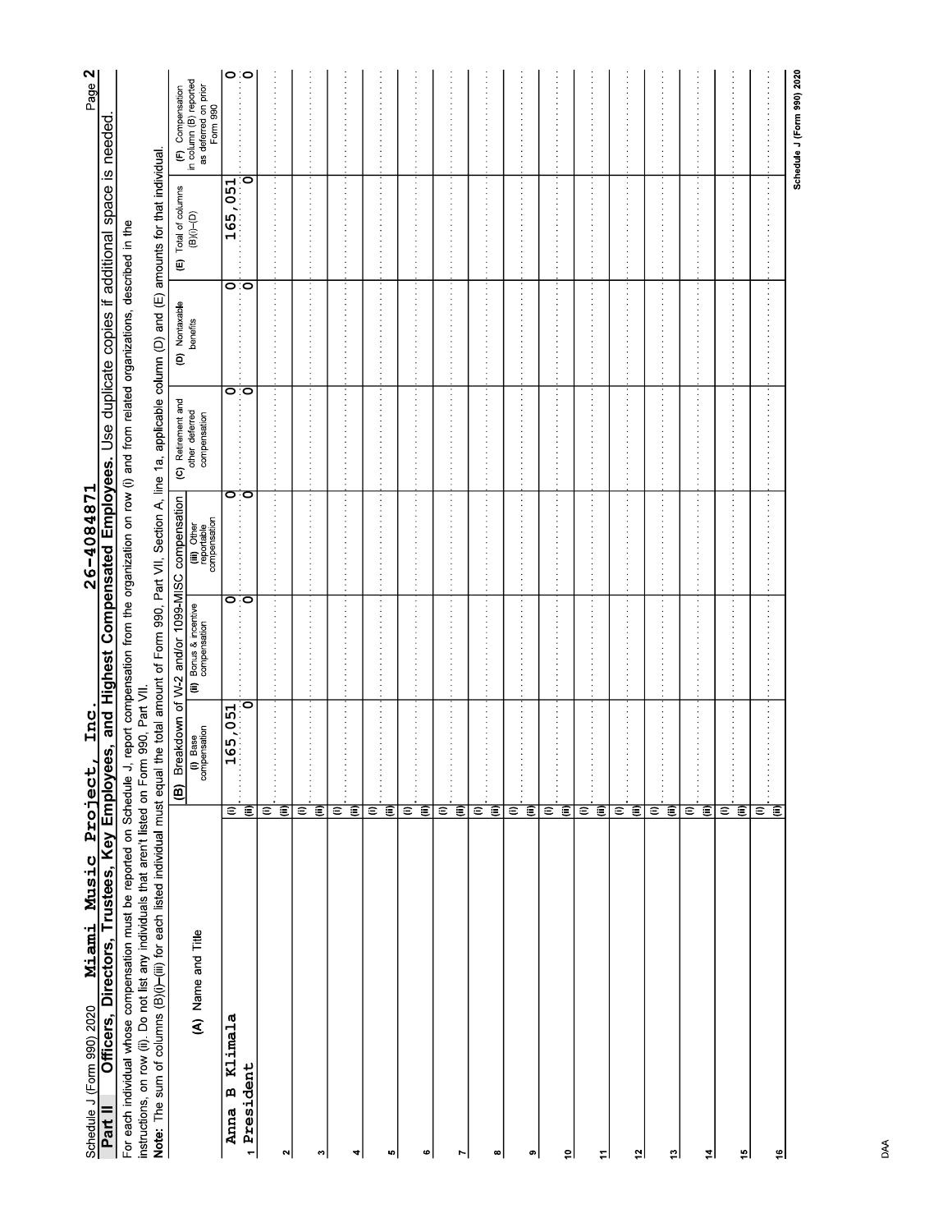Schedule J (Form 990) 2020 **Miami Music Project, Inc.** **26-4084871**

## Part II Officers, Directors, Trustees, Key Employees, and Highest Compensated Employees. Use duplicate copies if additional space is needed.

For each individual whose compensation must be reported on Schedule J, report compensation from the organization on row (i) and from related organizations, described in the instructions, on row (ii). Do not list any individuals that aren't listed on Form 990, Part VII.

**Note:** The sum of columns (B)(i)–(iii) for each listed individual must equal the total amount of Form 990, Part VII, Section A, line 1a, applicable column (D) and (E) amounts for that individual.

| (A) Name and Title | | (B) Breakdown of W-2 and/or 1099-MISC compensation | | | (C) Retirement and other deferred compensation | (D) Nontaxable benefits | (E) Total of columns (B)(i)–(D) | (F) Compensation in column (B) reported as deferred on prior Form 990 |
|---|---|---|---|---|---|---|---|---|
| | | (i) Base compensation | (ii) Bonus & incentive compensation | (iii) Other reportable compensation | | | | |
| 1 Anna B Klimala | (i) | 165,051 | 0 | 0 | 0 | 0 | 165,051 | 0 |
| President | (ii) | 0 | 0 | 0 | 0 | 0 | 0 | 0 |
| 2 | (i) | | | | | | | |
| | (ii) | | | | | | | |
| 3 | (i) | | | | | | | |
| | (ii) | | | | | | | |
| 4 | (i) | | | | | | | |
| | (ii) | | | | | | | |
| 5 | (i) | | | | | | | |
| | (ii) | | | | | | | |
| 6 | (i) | | | | | | | |
| | (ii) | | | | | | | |
| 7 | (i) | | | | | | | |
| | (ii) | | | | | | | |
| 8 | (i) | | | | | | | |
| | (ii) | | | | | | | |
| 9 | (i) | | | | | | | |
| | (ii) | | | | | | | |
| 10 | (i) | | | | | | | |
| | (ii) | | | | | | | |
| 11 | (i) | | | | | | | |
| | (ii) | | | | | | | |
| 12 | (i) | | | | | | | |
| | (ii) | | | | | | | |
| 13 | (i) | | | | | | | |
| | (ii) | | | | | | | |
| 14 | (i) | | | | | | | |
| | (ii) | | | | | | | |
| 15 | (i) | | | | | | | |
| | (ii) | | | | | | | |
| 16 | (i) | | | | | | | |
| | (ii) | | | | | | | |

Schedule J (Form 990) 2020

DAA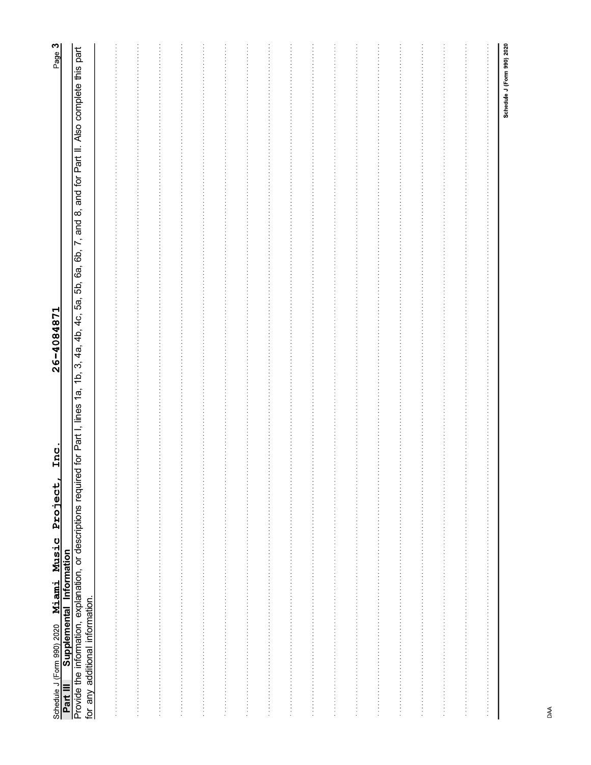Schedule J (Form 990) 2020 Miami Music Project, Inc. 26-4084871

## Part III Supplemental Information

Provide the information, explanation, or descriptions required for Part I, lines 1a, 1b, 3, 4a, 4b, 4c, 5a, 5b, 6a, 6b, 7, and 8, and for Part II. Also complete this part for any additional information.

Schedule J (Form 990) 2020

DAA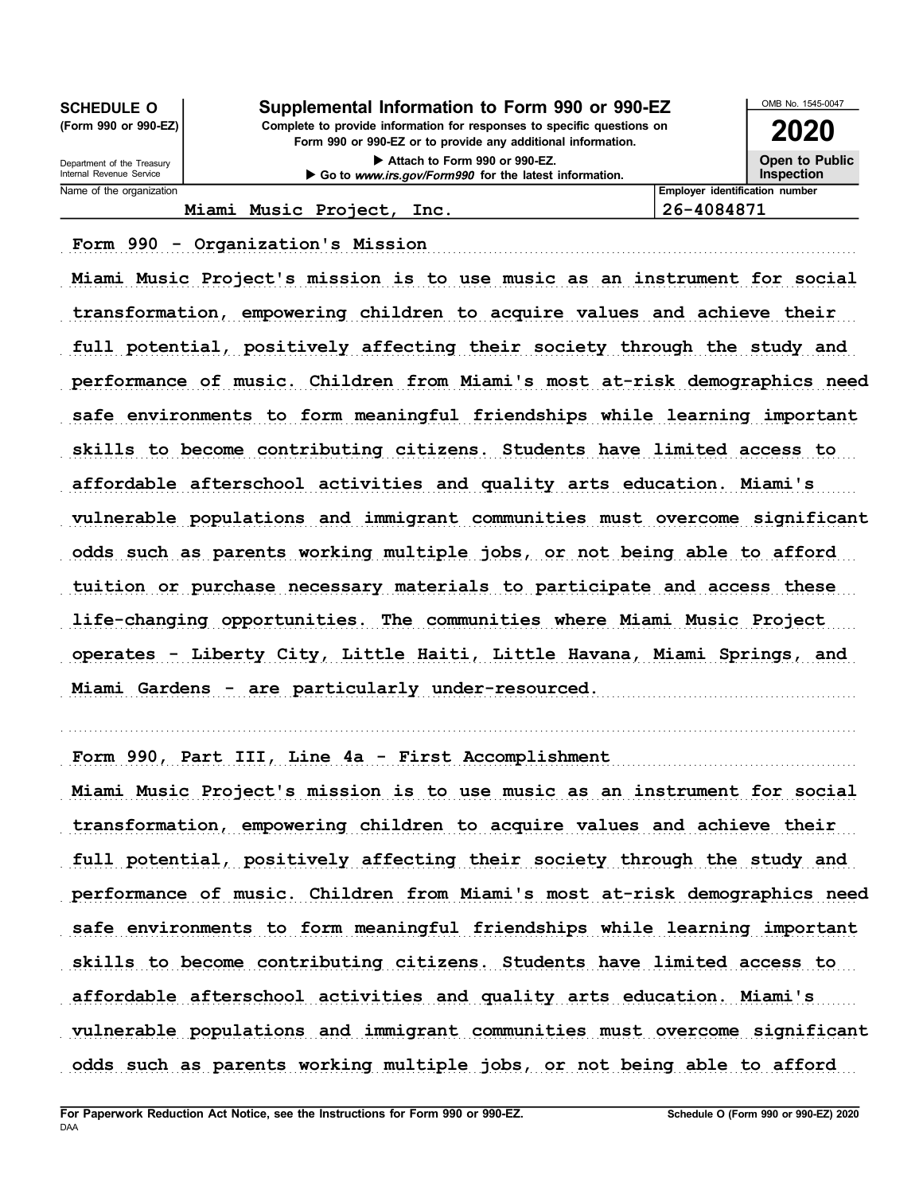**SCHEDULE O (Form 990 or 990-EZ)**

Department of the Treasury
Internal Revenue Service

# Supplemental Information to Form 990 or 990-EZ

**Complete to provide information for responses to specific questions on Form 990 or 990-EZ or to provide any additional information.**

▶ Attach to Form 990 or 990-EZ.

▶ Go to *www.irs.gov/Form990* for the latest information.

OMB No. 1545-0047

**2020**

**Open to Public Inspection**

| Name of the organization | Employer identification number |
|---|---|
| Miami Music Project, Inc. | 26-4084871 |

Form 990 - Organization's Mission

Miami Music Project's mission is to use music as an instrument for social transformation, empowering children to acquire values and achieve their full potential, positively affecting their society through the study and performance of music. Children from Miami's most at-risk demographics need safe environments to form meaningful friendships while learning important skills to become contributing citizens. Students have limited access to affordable afterschool activities and quality arts education. Miami's vulnerable populations and immigrant communities must overcome significant odds such as parents working multiple jobs, or not being able to afford tuition or purchase necessary materials to participate and access these life-changing opportunities. The communities where Miami Music Project operates - Liberty City, Little Haiti, Little Havana, Miami Springs, and Miami Gardens - are particularly under-resourced.

Form 990, Part III, Line 4a - First Accomplishment

Miami Music Project's mission is to use music as an instrument for social transformation, empowering children to acquire values and achieve their full potential, positively affecting their society through the study and performance of music. Children from Miami's most at-risk demographics need safe environments to form meaningful friendships while learning important skills to become contributing citizens. Students have limited access to affordable afterschool activities and quality arts education. Miami's vulnerable populations and immigrant communities must overcome significant odds such as parents working multiple jobs, or not being able to afford

**For Paperwork Reduction Act Notice, see the Instructions for Form 990 or 990-EZ.**

DAA

**Schedule O (Form 990 or 990-EZ) 2020**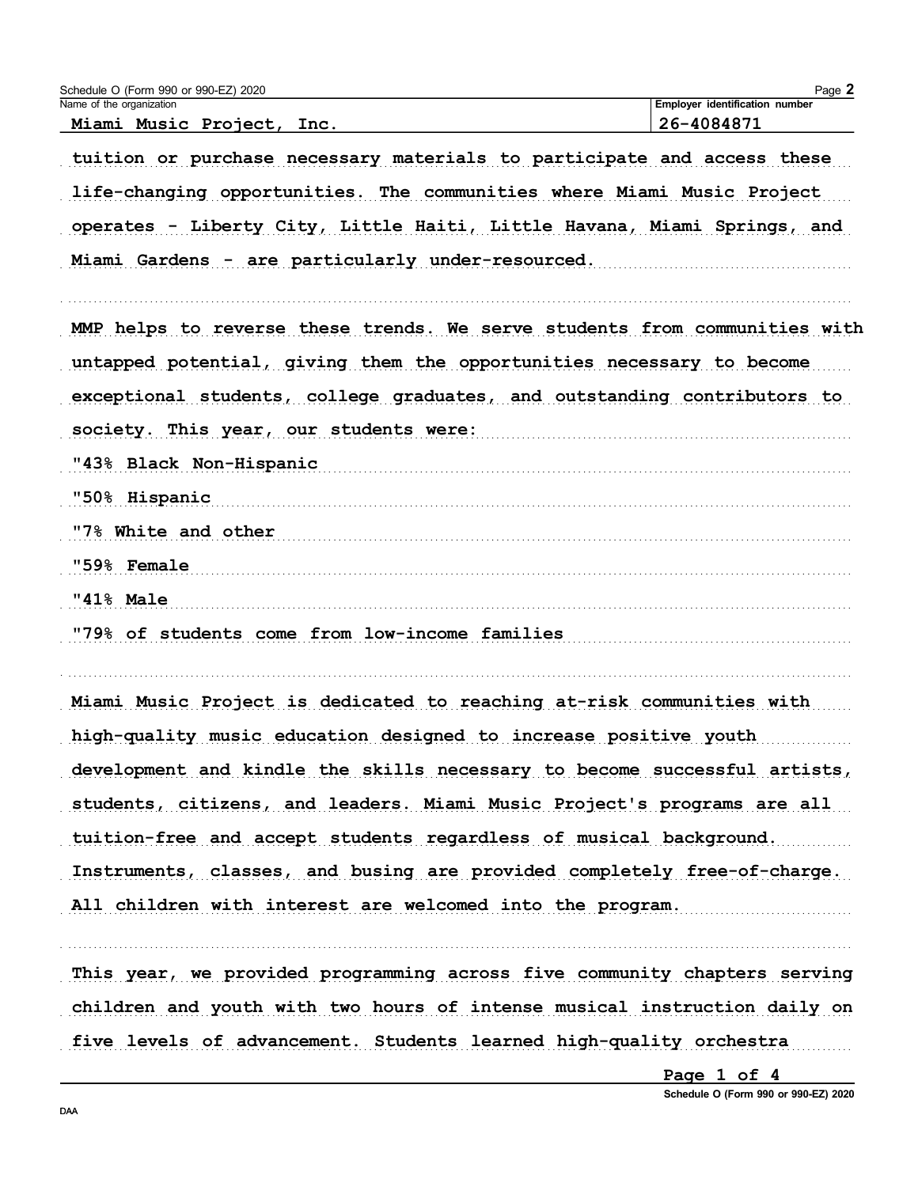Name of the organization: Miami Music Project, Inc.

Employer identification number: 26-4084871

tuition or purchase necessary materials to participate and access these life-changing opportunities. The communities where Miami Music Project operates - Liberty City, Little Haiti, Little Havana, Miami Springs, and Miami Gardens - are particularly under-resourced.

MMP helps to reverse these trends. We serve students from communities with untapped potential, giving them the opportunities necessary to become exceptional students, college graduates, and outstanding contributors to society. This year, our students were:

"43% Black Non-Hispanic

"50% Hispanic

"7% White and other

"59% Female

"41% Male

"79% of students come from low-income families

Miami Music Project is dedicated to reaching at-risk communities with high-quality music education designed to increase positive youth development and kindle the skills necessary to become successful artists, students, citizens, and leaders. Miami Music Project's programs are all tuition-free and accept students regardless of musical background. Instruments, classes, and busing are provided completely free-of-charge. All children with interest are welcomed into the program.

This year, we provided programming across five community chapters serving children and youth with two hours of intense musical instruction daily on five levels of advancement. Students learned high-quality orchestra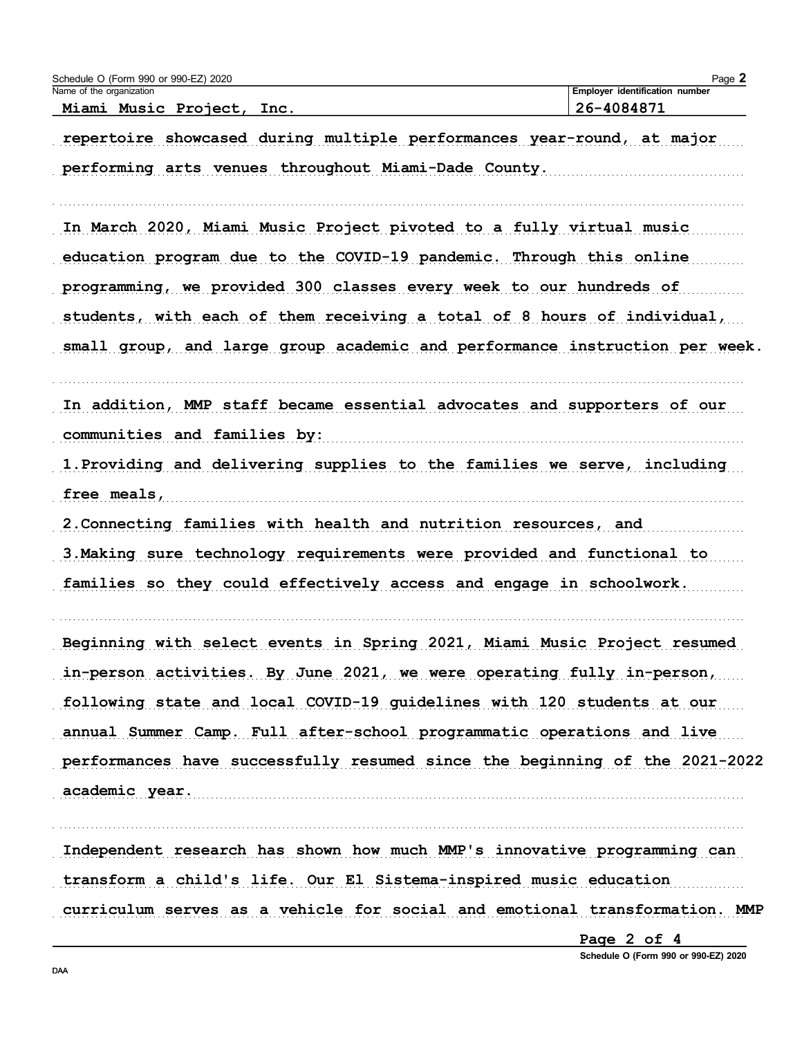Schedule O (Form 990 or 990-EZ) 2020

Name of the organization: Miami Music Project, Inc.

Employer identification number: 26-4084871

repertoire showcased during multiple performances year-round, at major performing arts venues throughout Miami-Dade County.

In March 2020, Miami Music Project pivoted to a fully virtual music education program due to the COVID-19 pandemic. Through this online programming, we provided 300 classes every week to our hundreds of students, with each of them receiving a total of 8 hours of individual, small group, and large group academic and performance instruction per week.

In addition, MMP staff became essential advocates and supporters of our communities and families by:

1.Providing and delivering supplies to the families we serve, including free meals,

2.Connecting families with health and nutrition resources, and

3.Making sure technology requirements were provided and functional to families so they could effectively access and engage in schoolwork.

Beginning with select events in Spring 2021, Miami Music Project resumed in-person activities. By June 2021, we were operating fully in-person, following state and local COVID-19 guidelines with 120 students at our annual Summer Camp. Full after-school programmatic operations and live performances have successfully resumed since the beginning of the 2021-2022 academic year.

Independent research has shown how much MMP's innovative programming can transform a child's life. Our El Sistema-inspired music education curriculum serves as a vehicle for social and emotional transformation. MMP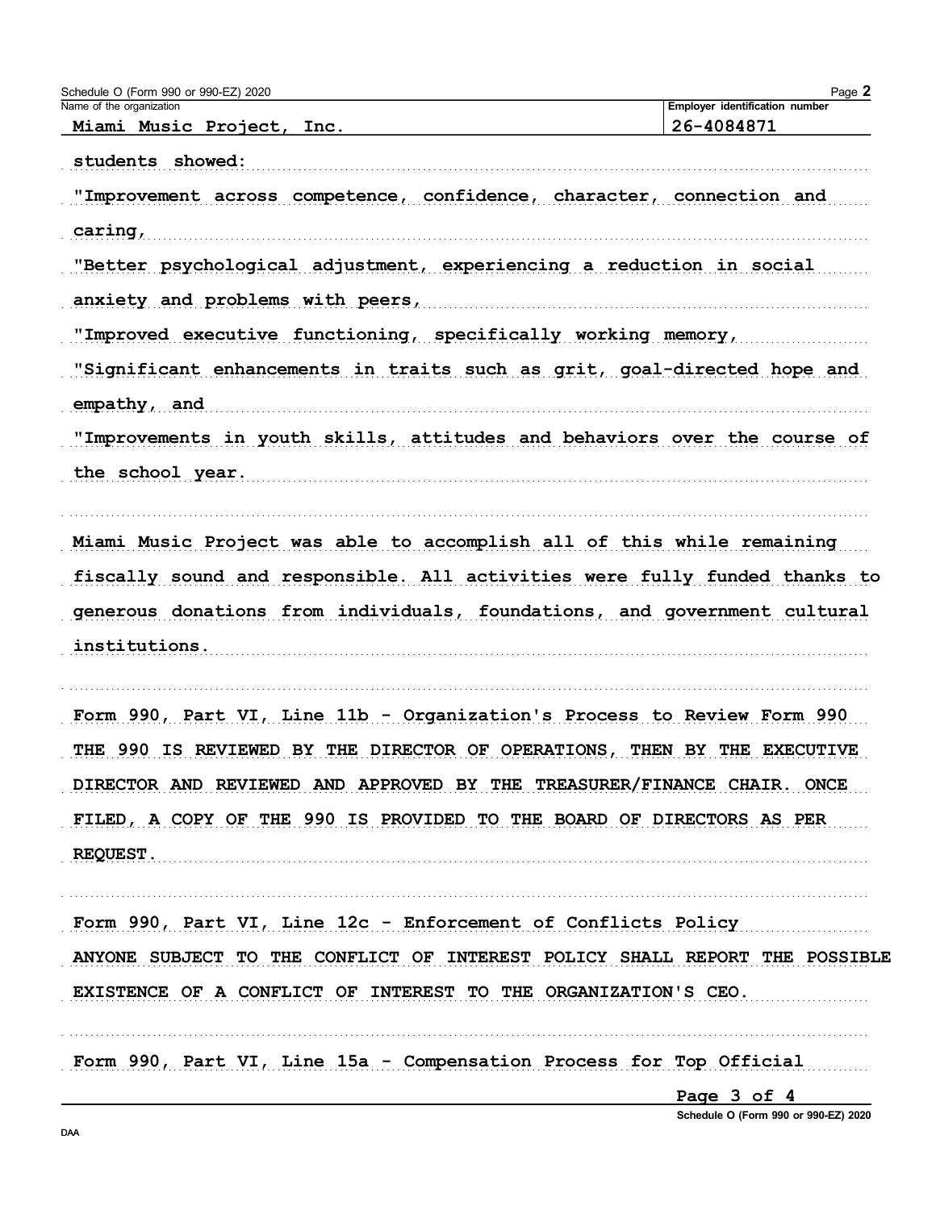Schedule O (Form 990 or 990-EZ) 2020

Name of the organization: Miami Music Project, Inc.

Employer identification number: 26-4084871

students showed:

"Improvement across competence, confidence, character, connection and caring,

"Better psychological adjustment, experiencing a reduction in social anxiety and problems with peers,

"Improved executive functioning, specifically working memory,

"Significant enhancements in traits such as grit, goal-directed hope and empathy, and

"Improvements in youth skills, attitudes and behaviors over the course of the school year.

Miami Music Project was able to accomplish all of this while remaining fiscally sound and responsible. All activities were fully funded thanks to generous donations from individuals, foundations, and government cultural institutions.

Form 990, Part VI, Line 11b - Organization's Process to Review Form 990

THE 990 IS REVIEWED BY THE DIRECTOR OF OPERATIONS, THEN BY THE EXECUTIVE DIRECTOR AND REVIEWED AND APPROVED BY THE TREASURER/FINANCE CHAIR. ONCE FILED, A COPY OF THE 990 IS PROVIDED TO THE BOARD OF DIRECTORS AS PER REQUEST.

Form 990, Part VI, Line 12c - Enforcement of Conflicts Policy

ANYONE SUBJECT TO THE CONFLICT OF INTEREST POLICY SHALL REPORT THE POSSIBLE EXISTENCE OF A CONFLICT OF INTEREST TO THE ORGANIZATION'S CEO.

Form 990, Part VI, Line 15a - Compensation Process for Top Official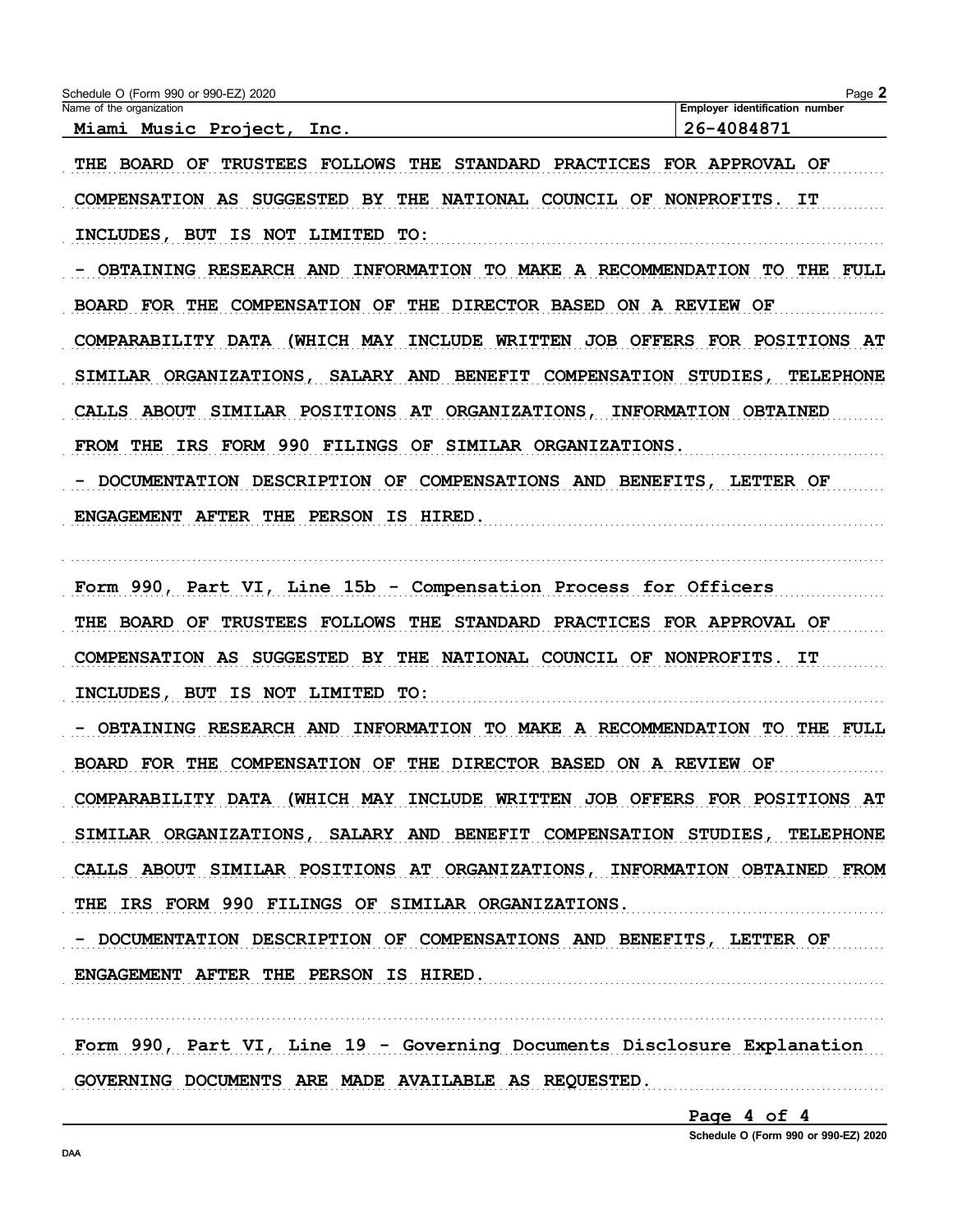Schedule O (Form 990 or 990-EZ) 2020

| Name of the organization | Employer identification number |
| --- | --- |
| Miami Music Project, Inc. | 26-4084871 |

THE BOARD OF TRUSTEES FOLLOWS THE STANDARD PRACTICES FOR APPROVAL OF COMPENSATION AS SUGGESTED BY THE NATIONAL COUNCIL OF NONPROFITS. IT INCLUDES, BUT IS NOT LIMITED TO:

- OBTAINING RESEARCH AND INFORMATION TO MAKE A RECOMMENDATION TO THE FULL BOARD FOR THE COMPENSATION OF THE DIRECTOR BASED ON A REVIEW OF COMPARABILITY DATA (WHICH MAY INCLUDE WRITTEN JOB OFFERS FOR POSITIONS AT SIMILAR ORGANIZATIONS, SALARY AND BENEFIT COMPENSATION STUDIES, TELEPHONE CALLS ABOUT SIMILAR POSITIONS AT ORGANIZATIONS, INFORMATION OBTAINED FROM THE IRS FORM 990 FILINGS OF SIMILAR ORGANIZATIONS.
- DOCUMENTATION DESCRIPTION OF COMPENSATIONS AND BENEFITS, LETTER OF ENGAGEMENT AFTER THE PERSON IS HIRED.

Form 990, Part VI, Line 15b - Compensation Process for Officers

THE BOARD OF TRUSTEES FOLLOWS THE STANDARD PRACTICES FOR APPROVAL OF COMPENSATION AS SUGGESTED BY THE NATIONAL COUNCIL OF NONPROFITS. IT INCLUDES, BUT IS NOT LIMITED TO:

- OBTAINING RESEARCH AND INFORMATION TO MAKE A RECOMMENDATION TO THE FULL BOARD FOR THE COMPENSATION OF THE DIRECTOR BASED ON A REVIEW OF COMPARABILITY DATA (WHICH MAY INCLUDE WRITTEN JOB OFFERS FOR POSITIONS AT SIMILAR ORGANIZATIONS, SALARY AND BENEFIT COMPENSATION STUDIES, TELEPHONE CALLS ABOUT SIMILAR POSITIONS AT ORGANIZATIONS, INFORMATION OBTAINED FROM THE IRS FORM 990 FILINGS OF SIMILAR ORGANIZATIONS.
- DOCUMENTATION DESCRIPTION OF COMPENSATIONS AND BENEFITS, LETTER OF ENGAGEMENT AFTER THE PERSON IS HIRED.

Form 990, Part VI, Line 19 - Governing Documents Disclosure Explanation

GOVERNING DOCUMENTS ARE MADE AVAILABLE AS REQUESTED.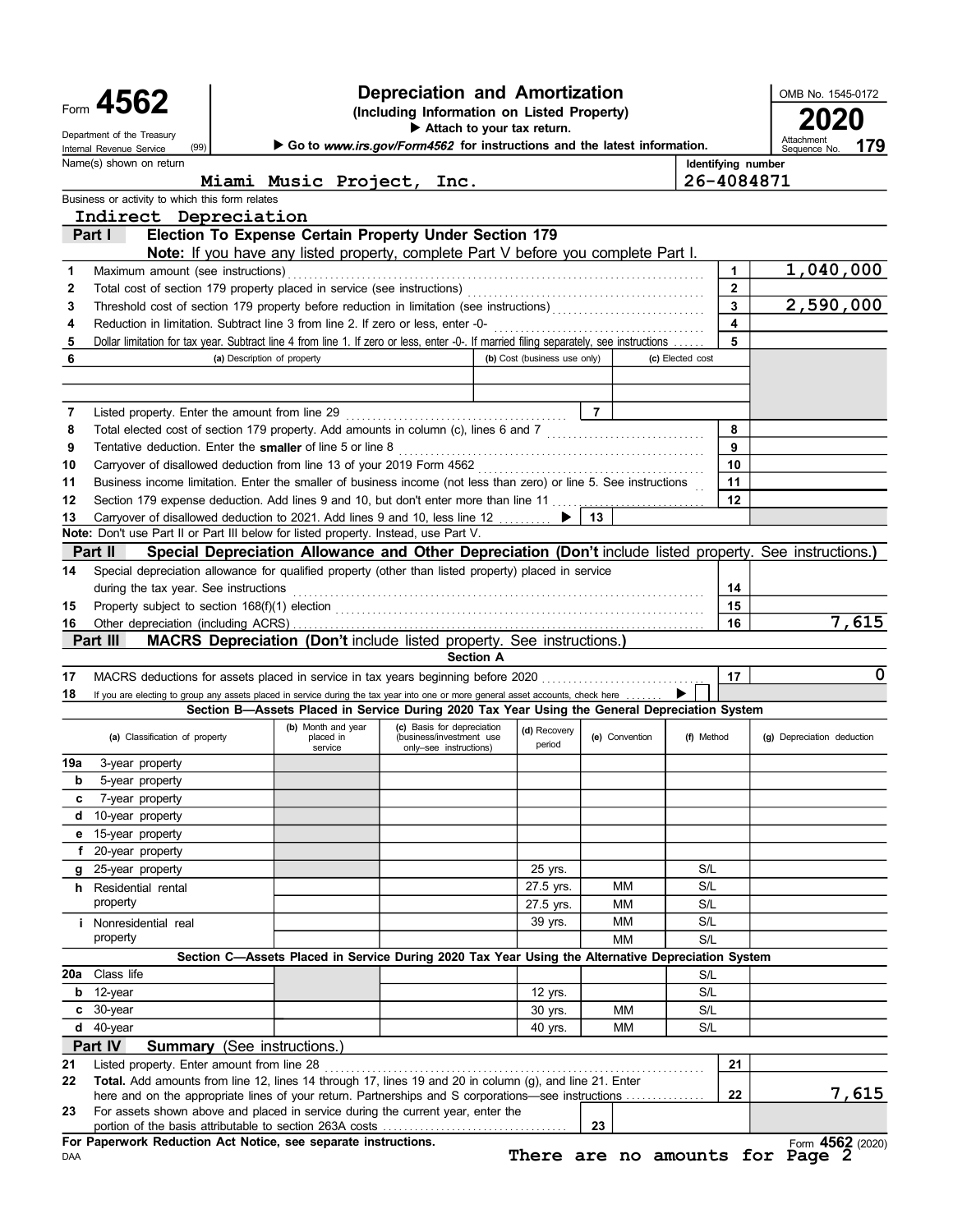Form **4562**

Department of the Treasury
Internal Revenue Service (99)

# Depreciation and Amortization
**(Including Information on Listed Property)**

▶ Attach to your tax return.

▶ Go to www.irs.gov/Form4562 for instructions and the latest information.

OMB No. 1545-0172

**2020**

Attachment Sequence No. **179**

| Name(s) shown on return | Identifying number |
|---|---|
| Miami Music Project, Inc. | 26-4084871 |

Business or activity to which this form relates

Indirect Depreciation

## Part I Election To Expense Certain Property Under Section 179

**Note:** If you have any listed property, complete Part V before you complete Part I.

| | | | |
|---|---|---|---|
| 1 | Maximum amount (see instructions) | 1 | 1,040,000 |
| 2 | Total cost of section 179 property placed in service (see instructions) | 2 | |
| 3 | Threshold cost of section 179 property before reduction in limitation (see instructions) | 3 | 2,590,000 |
| 4 | Reduction in limitation. Subtract line 3 from line 2. If zero or less, enter -0- | 4 | |
| 5 | Dollar limitation for tax year. Subtract line 4 from line 1. If zero or less, enter -0-. If married filing separately, see instructions | 5 | |

| 6 | (a) Description of property | (b) Cost (business use only) | (c) Elected cost |
|---|---|---|---|
| | | | |
| | | | |

| | | | |
|---|---|---|---|
| 7 | Listed property. Enter the amount from line 29 | 7 | |
| 8 | Total elected cost of section 179 property. Add amounts in column (c), lines 6 and 7 | 8 | |
| 9 | Tentative deduction. Enter the **smaller** of line 5 or line 8 | 9 | |
| 10 | Carryover of disallowed deduction from line 13 of your 2019 Form 4562 | 10 | |
| 11 | Business income limitation. Enter the smaller of business income (not less than zero) or line 5. See instructions | 11 | |
| 12 | Section 179 expense deduction. Add lines 9 and 10, but don't enter more than line 11 | 12 | |
| 13 | Carryover of disallowed deduction to 2021. Add lines 9 and 10, less line 12 ▶ | 13 | |

**Note:** Don't use Part II or Part III below for listed property. Instead, use Part V.

## Part II Special Depreciation Allowance and Other Depreciation (Don't include listed property. See instructions.)

| | | | |
|---|---|---|---|
| 14 | Special depreciation allowance for qualified property (other than listed property) placed in service during the tax year. See instructions | 14 | |
| 15 | Property subject to section 168(f)(1) election | 15 | |
| 16 | Other depreciation (including ACRS) | 16 | 7,615 |

## Part III MACRS Depreciation (Don't include listed property. See instructions.)

**Section A**

| | | | |
|---|---|---|---|
| 17 | MACRS deductions for assets placed in service in tax years beginning before 2020 | 17 | 0 |
| 18 | If you are electing to group any assets placed in service during the tax year into one or more general asset accounts, check here ▶ | | |

**Section B—Assets Placed in Service During 2020 Tax Year Using the General Depreciation System**

| (a) Classification of property | (b) Month and year placed in service | (c) Basis for depreciation (business/investment use only–see instructions) | (d) Recovery period | (e) Convention | (f) Method | (g) Depreciation deduction |
|---|---|---|---|---|---|---|
| 19a 3-year property | | | | | | |
| b 5-year property | | | | | | |
| c 7-year property | | | | | | |
| d 10-year property | | | | | | |
| e 15-year property | | | | | | |
| f 20-year property | | | | | | |
| g 25-year property | | | 25 yrs. | | S/L | |
| h Residential rental property | | | 27.5 yrs. | MM | S/L | |
| | | | 27.5 yrs. | MM | S/L | |
| i Nonresidential real property | | | 39 yrs. | MM | S/L | |
| | | | | MM | S/L | |

**Section C—Assets Placed in Service During 2020 Tax Year Using the Alternative Depreciation System**

| (a) Classification of property | (b) Month and year placed in service | (c) Basis for depreciation | (d) Recovery period | (e) Convention | (f) Method | (g) Depreciation deduction |
|---|---|---|---|---|---|---|
| 20a Class life | | | | | S/L | |
| b 12-year | | | 12 yrs. | | S/L | |
| c 30-year | | | 30 yrs. | MM | S/L | |
| d 40-year | | | 40 yrs. | MM | S/L | |

## Part IV Summary (See instructions.)

| | | | |
|---|---|---|---|
| 21 | Listed property. Enter amount from line 28 | 21 | |
| 22 | **Total.** Add amounts from line 12, lines 14 through 17, lines 19 and 20 in column (g), and line 21. Enter here and on the appropriate lines of your return. Partnerships and S corporations—see instructions | 22 | 7,615 |
| 23 | For assets shown above and placed in service during the current year, enter the portion of the basis attributable to section 263A costs | 23 | |

**For Paperwork Reduction Act Notice, see separate instructions.**

DAA

There are no amounts for Page 2

Form **4562** (2020)